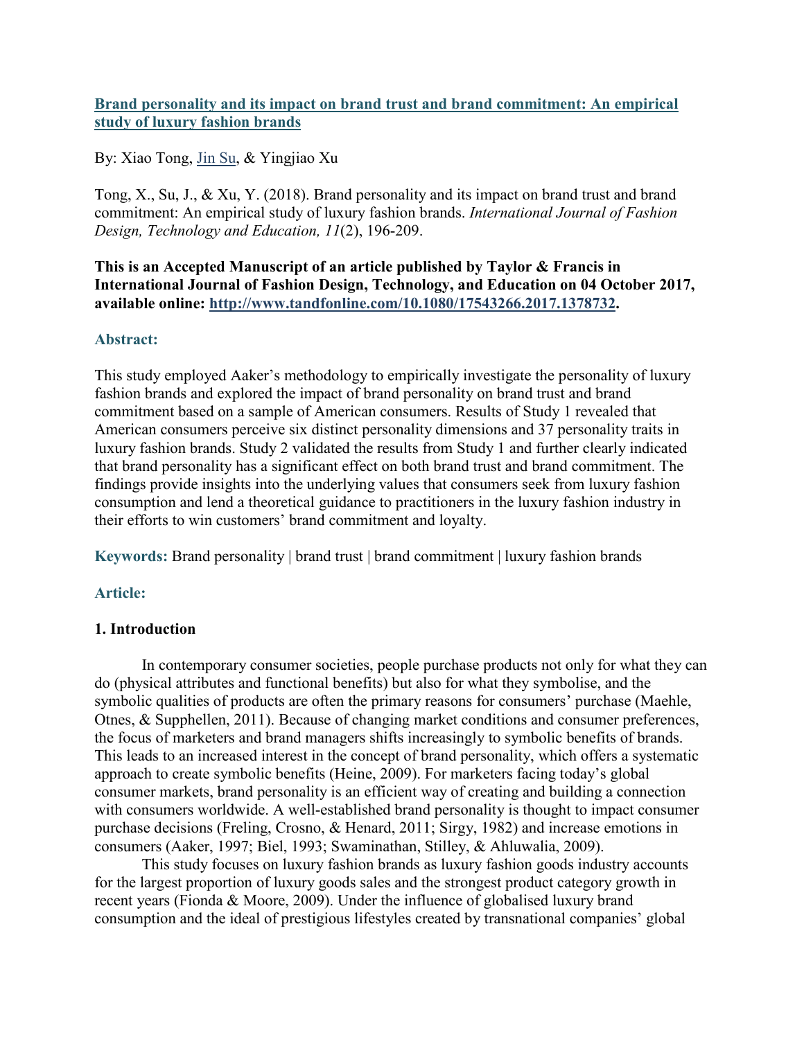# [Brand personality and its impact on brand trust and brand commitment: An empirical study of luxury fashion brands](http://www.tandfonline.com/10.1080/17543266.2017.1378732)

By: Xiao Tong, Jin Su, & Yingjiao Xu

Tong, X., Su, J., & Xu, Y. (2018). Brand personality and its impact on brand trust and brand commitment: An empirical study of luxury fashion brands. *International Journal of Fashion Design, Technology and Education, 11*(2), 196-209.

**This is an Accepted Manuscript of an article published by Taylor & Francis in International Journal of Fashion Design, Technology, and Education on 04 October 2017, available online: [http://www.tandfonline.com/10.1080/17543266.2017.1378732](http://www.tandfonline.com/10.1080/17543266.2017.1378732).**

## Abstract:

This study employed Aaker's methodology to empirically investigate the personality of luxury fashion brands and explored the impact of brand personality on brand trust and brand commitment based on a sample of American consumers. Results of Study 1 revealed that American consumers perceive six distinct personality dimensions and 37 personality traits in luxury fashion brands. Study 2 validated the results from Study 1 and further clearly indicated that brand personality has a significant effect on both brand trust and brand commitment. The findings provide insights into the underlying values that consumers seek from luxury fashion consumption and lend a theoretical guidance to practitioners in the luxury fashion industry in their efforts to win customers' brand commitment and loyalty.

**Keywords:** Brand personality | brand trust | brand commitment | luxury fashion brands

## Article:

### 1. Introduction

In contemporary consumer societies, people purchase products not only for what they can do (physical attributes and functional benefits) but also for what they symbolise, and the symbolic qualities of products are often the primary reasons for consumers' purchase (Maehle, Otnes, & Supphellen, 2011). Because of changing market conditions and consumer preferences, the focus of marketers and brand managers shifts increasingly to symbolic benefits of brands. This leads to an increased interest in the concept of brand personality, which offers a systematic approach to create symbolic benefits (Heine, 2009). For marketers facing today's global consumer markets, brand personality is an efficient way of creating and building a connection with consumers worldwide. A well-established brand personality is thought to impact consumer purchase decisions (Freling, Crosno, & Henard, 2011; Sirgy, 1982) and increase emotions in consumers (Aaker, 1997; Biel, 1993; Swaminathan, Stilley, & Ahluwalia, 2009).

This study focuses on luxury fashion brands as luxury fashion goods industry accounts for the largest proportion of luxury goods sales and the strongest product category growth in recent years (Fionda & Moore, 2009). Under the influence of globalised luxury brand consumption and the ideal of prestigious lifestyles created by transnational companies' global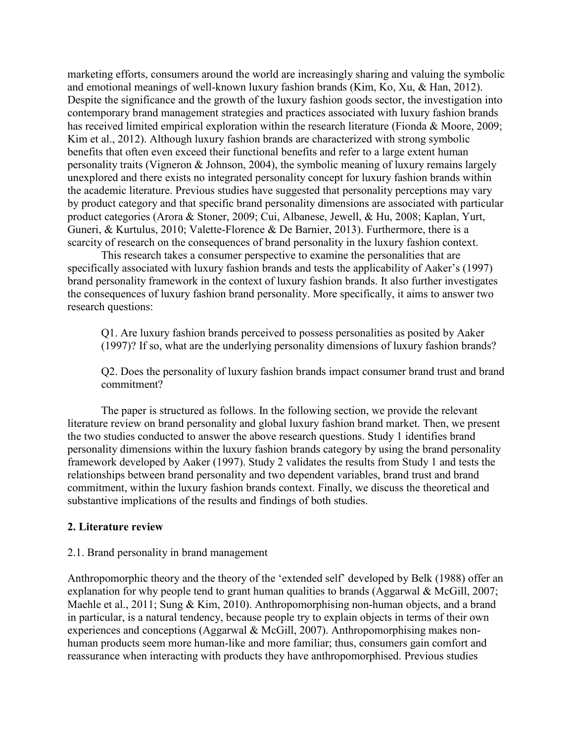marketing efforts, consumers around the world are increasingly sharing and valuing the symbolic and emotional meanings of well-known luxury fashion brands (Kim, Ko, Xu, & Han, 2012). Despite the significance and the growth of the luxury fashion goods sector, the investigation into contemporary brand management strategies and practices associated with luxury fashion brands has received limited empirical exploration within the research literature (Fionda & Moore, 2009; Kim et al., 2012). Although luxury fashion brands are characterized with strong symbolic benefits that often even exceed their functional benefits and refer to a large extent human personality traits (Vigneron & Johnson, 2004), the symbolic meaning of luxury remains largely unexplored and there exists no integrated personality concept for luxury fashion brands within the academic literature. Previous studies have suggested that personality perceptions may vary by product category and that specific brand personality dimensions are associated with particular product categories (Arora & Stoner, 2009; Cui, Albanese, Jewell, & Hu, 2008; Kaplan, Yurt, Guneri, & Kurtulus, 2010; Valette-Florence & De Barnier, 2013). Furthermore, there is a scarcity of research on the consequences of brand personality in the luxury fashion context.

This research takes a consumer perspective to examine the personalities that are specifically associated with luxury fashion brands and tests the applicability of Aaker's (1997) brand personality framework in the context of luxury fashion brands. It also further investigates the consequences of luxury fashion brand personality. More specifically, it aims to answer two research questions:

> Q1. Are luxury fashion brands perceived to possess personalities as posited by Aaker (1997)? If so, what are the underlying personality dimensions of luxury fashion brands?
>
> Q2. Does the personality of luxury fashion brands impact consumer brand trust and brand commitment?

The paper is structured as follows. In the following section, we provide the relevant literature review on brand personality and global luxury fashion brand market. Then, we present the two studies conducted to answer the above research questions. Study 1 identifies brand personality dimensions within the luxury fashion brands category by using the brand personality framework developed by Aaker (1997). Study 2 validates the results from Study 1 and tests the relationships between brand personality and two dependent variables, brand trust and brand commitment, within the luxury fashion brands context. Finally, we discuss the theoretical and substantive implications of the results and findings of both studies.

## 2. Literature review

### 2.1. Brand personality in brand management

Anthropomorphic theory and the theory of the 'extended self' developed by Belk (1988) offer an explanation for why people tend to grant human qualities to brands (Aggarwal & McGill, 2007; Maehle et al., 2011; Sung & Kim, 2010). Anthropomorphising non-human objects, and a brand in particular, is a natural tendency, because people try to explain objects in terms of their own experiences and conceptions (Aggarwal & McGill, 2007). Anthropomorphising makes non-human products seem more human-like and more familiar; thus, consumers gain comfort and reassurance when interacting with products they have anthropomorphised. Previous studies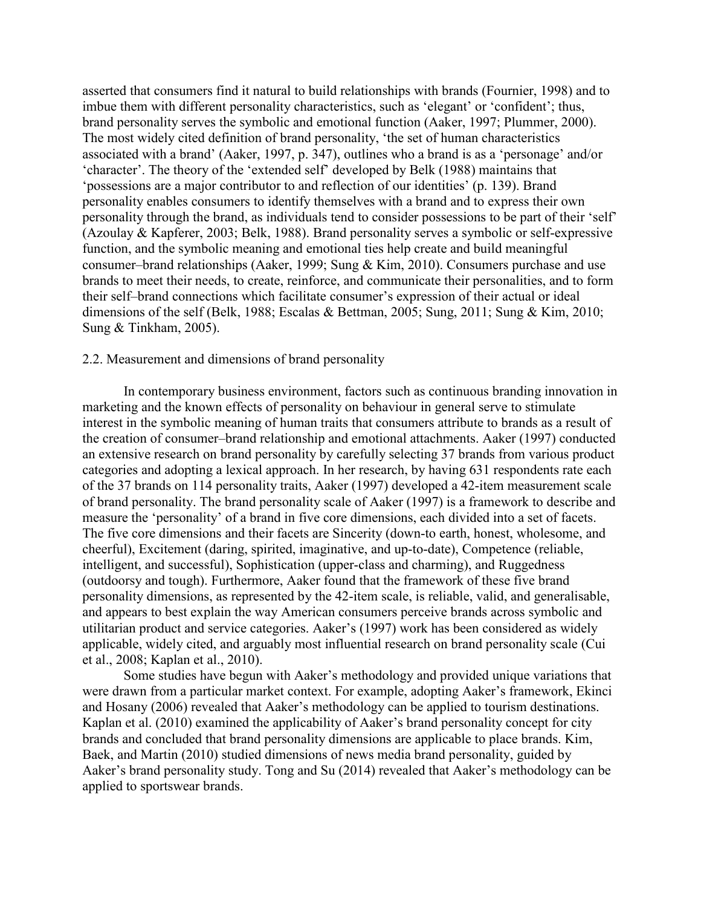asserted that consumers find it natural to build relationships with brands (Fournier, 1998) and to imbue them with different personality characteristics, such as 'elegant' or 'confident'; thus, brand personality serves the symbolic and emotional function (Aaker, 1997; Plummer, 2000). The most widely cited definition of brand personality, 'the set of human characteristics associated with a brand' (Aaker, 1997, p. 347), outlines who a brand is as a 'personage' and/or 'character'. The theory of the 'extended self' developed by Belk (1988) maintains that 'possessions are a major contributor to and reflection of our identities' (p. 139). Brand personality enables consumers to identify themselves with a brand and to express their own personality through the brand, as individuals tend to consider possessions to be part of their 'self' (Azoulay & Kapferer, 2003; Belk, 1988). Brand personality serves a symbolic or self-expressive function, and the symbolic meaning and emotional ties help create and build meaningful consumer–brand relationships (Aaker, 1999; Sung & Kim, 2010). Consumers purchase and use brands to meet their needs, to create, reinforce, and communicate their personalities, and to form their self–brand connections which facilitate consumer's expression of their actual or ideal dimensions of the self (Belk, 1988; Escalas & Bettman, 2005; Sung, 2011; Sung & Kim, 2010; Sung & Tinkham, 2005).

## 2.2. Measurement and dimensions of brand personality

In contemporary business environment, factors such as continuous branding innovation in marketing and the known effects of personality on behaviour in general serve to stimulate interest in the symbolic meaning of human traits that consumers attribute to brands as a result of the creation of consumer–brand relationship and emotional attachments. Aaker (1997) conducted an extensive research on brand personality by carefully selecting 37 brands from various product categories and adopting a lexical approach. In her research, by having 631 respondents rate each of the 37 brands on 114 personality traits, Aaker (1997) developed a 42-item measurement scale of brand personality. The brand personality scale of Aaker (1997) is a framework to describe and measure the 'personality' of a brand in five core dimensions, each divided into a set of facets. The five core dimensions and their facets are Sincerity (down-to earth, honest, wholesome, and cheerful), Excitement (daring, spirited, imaginative, and up-to-date), Competence (reliable, intelligent, and successful), Sophistication (upper-class and charming), and Ruggedness (outdoorsy and tough). Furthermore, Aaker found that the framework of these five brand personality dimensions, as represented by the 42-item scale, is reliable, valid, and generalisable, and appears to best explain the way American consumers perceive brands across symbolic and utilitarian product and service categories. Aaker's (1997) work has been considered as widely applicable, widely cited, and arguably most influential research on brand personality scale (Cui et al., 2008; Kaplan et al., 2010).

Some studies have begun with Aaker's methodology and provided unique variations that were drawn from a particular market context. For example, adopting Aaker's framework, Ekinci and Hosany (2006) revealed that Aaker's methodology can be applied to tourism destinations. Kaplan et al. (2010) examined the applicability of Aaker's brand personality concept for city brands and concluded that brand personality dimensions are applicable to place brands. Kim, Baek, and Martin (2010) studied dimensions of news media brand personality, guided by Aaker's brand personality study. Tong and Su (2014) revealed that Aaker's methodology can be applied to sportswear brands.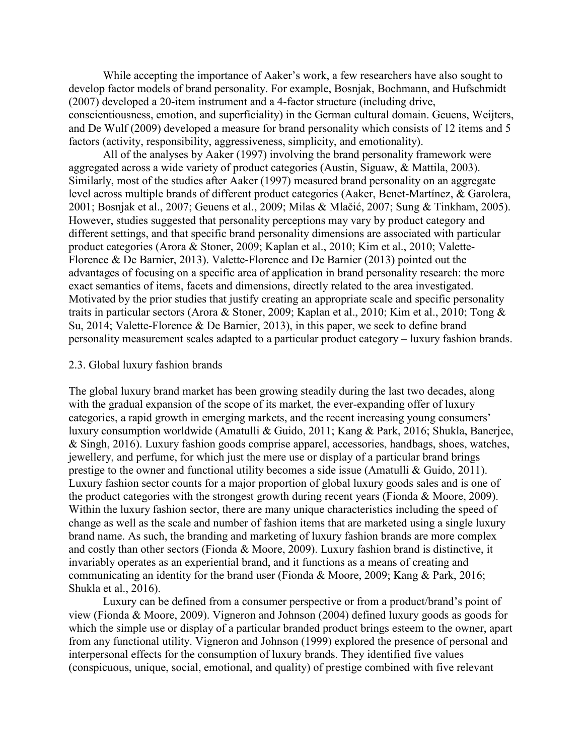While accepting the importance of Aaker's work, a few researchers have also sought to develop factor models of brand personality. For example, Bosnjak, Bochmann, and Hufschmidt (2007) developed a 20-item instrument and a 4-factor structure (including drive, conscientiousness, emotion, and superficiality) in the German cultural domain. Geuens, Weijters, and De Wulf (2009) developed a measure for brand personality which consists of 12 items and 5 factors (activity, responsibility, aggressiveness, simplicity, and emotionality).

All of the analyses by Aaker (1997) involving the brand personality framework were aggregated across a wide variety of product categories (Austin, Siguaw, & Mattila, 2003). Similarly, most of the studies after Aaker (1997) measured brand personality on an aggregate level across multiple brands of different product categories (Aaker, Benet-Martínez, & Garolera, 2001; Bosnjak et al., 2007; Geuens et al., 2009; Milas & Mlačić, 2007; Sung & Tinkham, 2005). However, studies suggested that personality perceptions may vary by product category and different settings, and that specific brand personality dimensions are associated with particular product categories (Arora & Stoner, 2009; Kaplan et al., 2010; Kim et al., 2010; Valette-Florence & De Barnier, 2013). Valette-Florence and De Barnier (2013) pointed out the advantages of focusing on a specific area of application in brand personality research: the more exact semantics of items, facets and dimensions, directly related to the area investigated. Motivated by the prior studies that justify creating an appropriate scale and specific personality traits in particular sectors (Arora & Stoner, 2009; Kaplan et al., 2010; Kim et al., 2010; Tong & Su, 2014; Valette-Florence & De Barnier, 2013), in this paper, we seek to define brand personality measurement scales adapted to a particular product category – luxury fashion brands.

## 2.3. Global luxury fashion brands

The global luxury brand market has been growing steadily during the last two decades, along with the gradual expansion of the scope of its market, the ever-expanding offer of luxury categories, a rapid growth in emerging markets, and the recent increasing young consumers' luxury consumption worldwide (Amatulli & Guido, 2011; Kang & Park, 2016; Shukla, Banerjee, & Singh, 2016). Luxury fashion goods comprise apparel, accessories, handbags, shoes, watches, jewellery, and perfume, for which just the mere use or display of a particular brand brings prestige to the owner and functional utility becomes a side issue (Amatulli & Guido, 2011). Luxury fashion sector counts for a major proportion of global luxury goods sales and is one of the product categories with the strongest growth during recent years (Fionda & Moore, 2009). Within the luxury fashion sector, there are many unique characteristics including the speed of change as well as the scale and number of fashion items that are marketed using a single luxury brand name. As such, the branding and marketing of luxury fashion brands are more complex and costly than other sectors (Fionda & Moore, 2009). Luxury fashion brand is distinctive, it invariably operates as an experiential brand, and it functions as a means of creating and communicating an identity for the brand user (Fionda & Moore, 2009; Kang & Park, 2016; Shukla et al., 2016).

Luxury can be defined from a consumer perspective or from a product/brand's point of view (Fionda & Moore, 2009). Vigneron and Johnson (2004) defined luxury goods as goods for which the simple use or display of a particular branded product brings esteem to the owner, apart from any functional utility. Vigneron and Johnson (1999) explored the presence of personal and interpersonal effects for the consumption of luxury brands. They identified five values (conspicuous, unique, social, emotional, and quality) of prestige combined with five relevant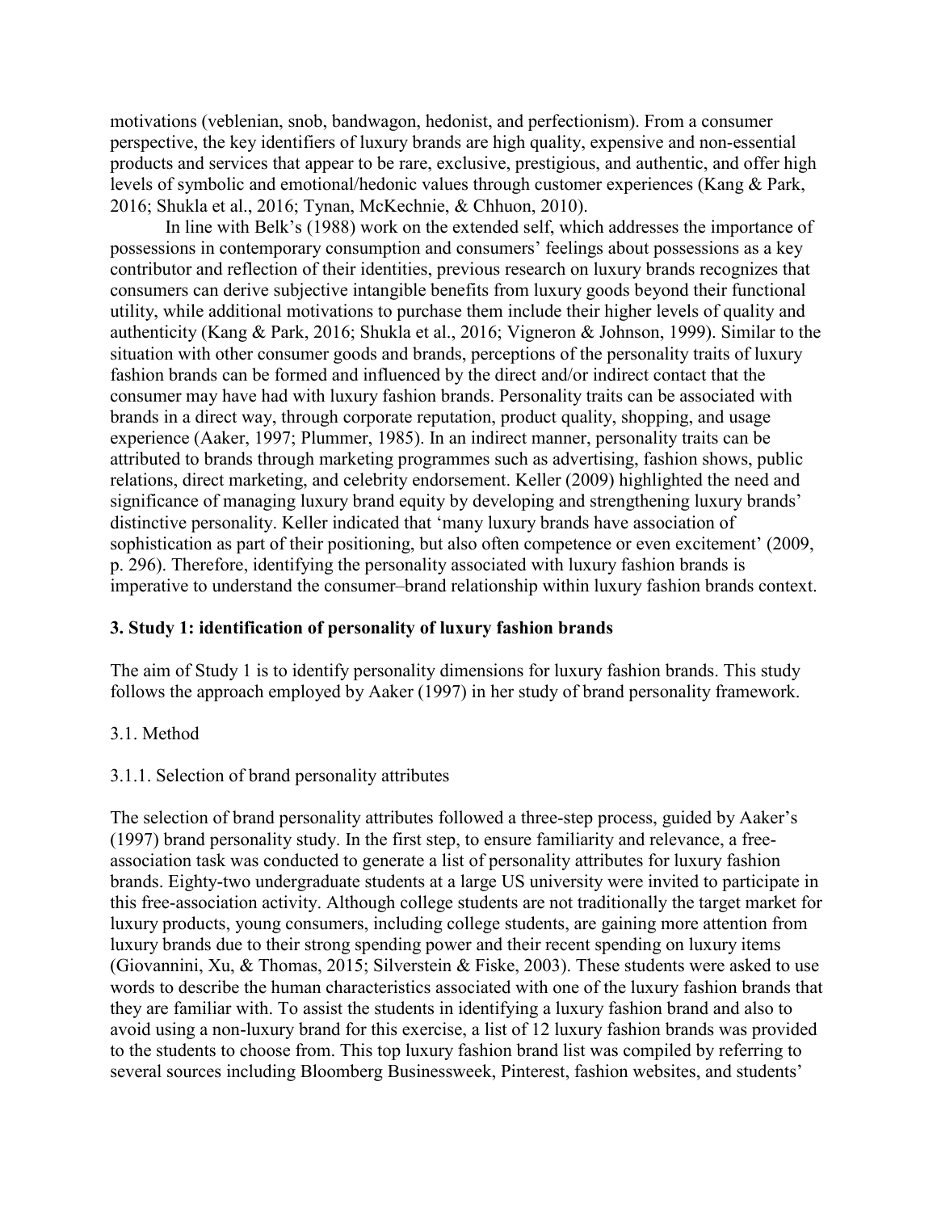motivations (veblenian, snob, bandwagon, hedonist, and perfectionism). From a consumer perspective, the key identifiers of luxury brands are high quality, expensive and non-essential products and services that appear to be rare, exclusive, prestigious, and authentic, and offer high levels of symbolic and emotional/hedonic values through customer experiences (Kang & Park, 2016; Shukla et al., 2016; Tynan, McKechnie, & Chhuon, 2010).

In line with Belk's (1988) work on the extended self, which addresses the importance of possessions in contemporary consumption and consumers' feelings about possessions as a key contributor and reflection of their identities, previous research on luxury brands recognizes that consumers can derive subjective intangible benefits from luxury goods beyond their functional utility, while additional motivations to purchase them include their higher levels of quality and authenticity (Kang & Park, 2016; Shukla et al., 2016; Vigneron & Johnson, 1999). Similar to the situation with other consumer goods and brands, perceptions of the personality traits of luxury fashion brands can be formed and influenced by the direct and/or indirect contact that the consumer may have had with luxury fashion brands. Personality traits can be associated with brands in a direct way, through corporate reputation, product quality, shopping, and usage experience (Aaker, 1997; Plummer, 1985). In an indirect manner, personality traits can be attributed to brands through marketing programmes such as advertising, fashion shows, public relations, direct marketing, and celebrity endorsement. Keller (2009) highlighted the need and significance of managing luxury brand equity by developing and strengthening luxury brands' distinctive personality. Keller indicated that 'many luxury brands have association of sophistication as part of their positioning, but also often competence or even excitement' (2009, p. 296). Therefore, identifying the personality associated with luxury fashion brands is imperative to understand the consumer–brand relationship within luxury fashion brands context.

## 3. Study 1: identification of personality of luxury fashion brands

The aim of Study 1 is to identify personality dimensions for luxury fashion brands. This study follows the approach employed by Aaker (1997) in her study of brand personality framework.

### 3.1. Method

#### 3.1.1. Selection of brand personality attributes

The selection of brand personality attributes followed a three-step process, guided by Aaker's (1997) brand personality study. In the first step, to ensure familiarity and relevance, a free-association task was conducted to generate a list of personality attributes for luxury fashion brands. Eighty-two undergraduate students at a large US university were invited to participate in this free-association activity. Although college students are not traditionally the target market for luxury products, young consumers, including college students, are gaining more attention from luxury brands due to their strong spending power and their recent spending on luxury items (Giovannini, Xu, & Thomas, 2015; Silverstein & Fiske, 2003). These students were asked to use words to describe the human characteristics associated with one of the luxury fashion brands that they are familiar with. To assist the students in identifying a luxury fashion brand and also to avoid using a non-luxury brand for this exercise, a list of 12 luxury fashion brands was provided to the students to choose from. This top luxury fashion brand list was compiled by referring to several sources including Bloomberg Businessweek, Pinterest, fashion websites, and students'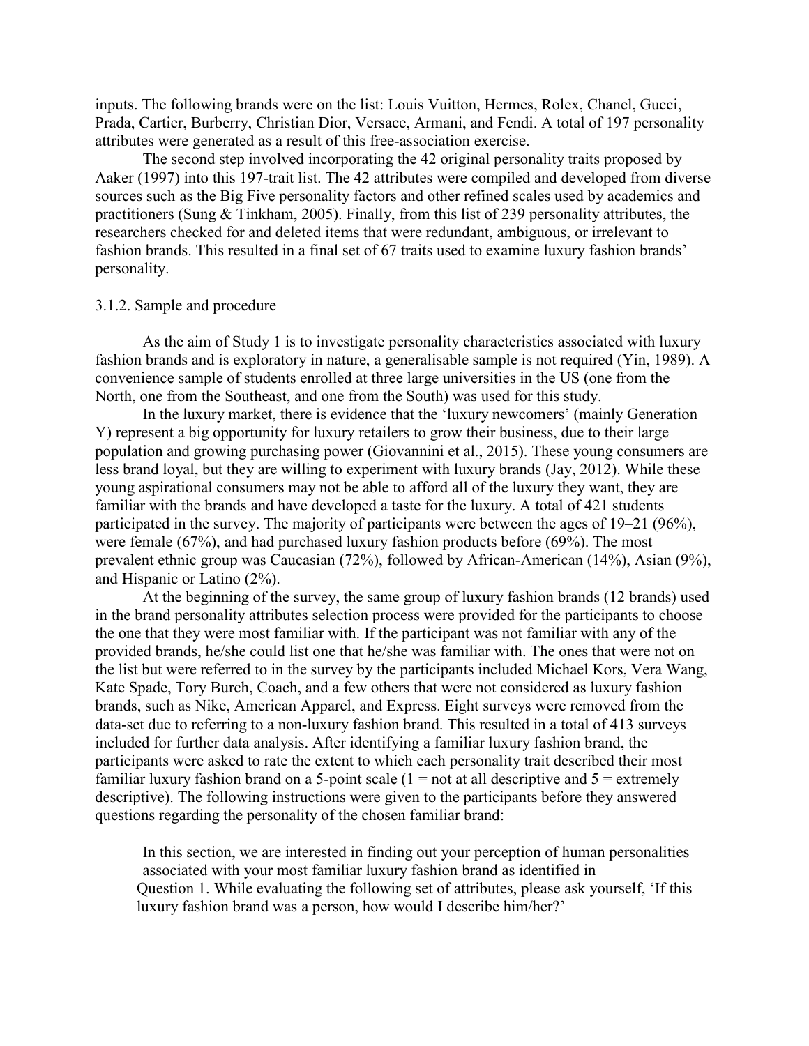inputs. The following brands were on the list: Louis Vuitton, Hermes, Rolex, Chanel, Gucci, Prada, Cartier, Burberry, Christian Dior, Versace, Armani, and Fendi. A total of 197 personality attributes were generated as a result of this free-association exercise.

The second step involved incorporating the 42 original personality traits proposed by Aaker (1997) into this 197-trait list. The 42 attributes were compiled and developed from diverse sources such as the Big Five personality factors and other refined scales used by academics and practitioners (Sung & Tinkham, 2005). Finally, from this list of 239 personality attributes, the researchers checked for and deleted items that were redundant, ambiguous, or irrelevant to fashion brands. This resulted in a final set of 67 traits used to examine luxury fashion brands' personality.

### 3.1.2. Sample and procedure

As the aim of Study 1 is to investigate personality characteristics associated with luxury fashion brands and is exploratory in nature, a generalisable sample is not required (Yin, 1989). A convenience sample of students enrolled at three large universities in the US (one from the North, one from the Southeast, and one from the South) was used for this study.

In the luxury market, there is evidence that the 'luxury newcomers' (mainly Generation Y) represent a big opportunity for luxury retailers to grow their business, due to their large population and growing purchasing power (Giovannini et al., 2015). These young consumers are less brand loyal, but they are willing to experiment with luxury brands (Jay, 2012). While these young aspirational consumers may not be able to afford all of the luxury they want, they are familiar with the brands and have developed a taste for the luxury. A total of 421 students participated in the survey. The majority of participants were between the ages of 19–21 (96%), were female (67%), and had purchased luxury fashion products before (69%). The most prevalent ethnic group was Caucasian (72%), followed by African-American (14%), Asian (9%), and Hispanic or Latino (2%).

At the beginning of the survey, the same group of luxury fashion brands (12 brands) used in the brand personality attributes selection process were provided for the participants to choose the one that they were most familiar with. If the participant was not familiar with any of the provided brands, he/she could list one that he/she was familiar with. The ones that were not on the list but were referred to in the survey by the participants included Michael Kors, Vera Wang, Kate Spade, Tory Burch, Coach, and a few others that were not considered as luxury fashion brands, such as Nike, American Apparel, and Express. Eight surveys were removed from the data-set due to referring to a non-luxury fashion brand. This resulted in a total of 413 surveys included for further data analysis. After identifying a familiar luxury fashion brand, the participants were asked to rate the extent to which each personality trait described their most familiar luxury fashion brand on a 5-point scale (1 = not at all descriptive and 5 = extremely descriptive). The following instructions were given to the participants before they answered questions regarding the personality of the chosen familiar brand:

> In this section, we are interested in finding out your perception of human personalities associated with your most familiar luxury fashion brand as identified in Question 1. While evaluating the following set of attributes, please ask yourself, 'If this luxury fashion brand was a person, how would I describe him/her?'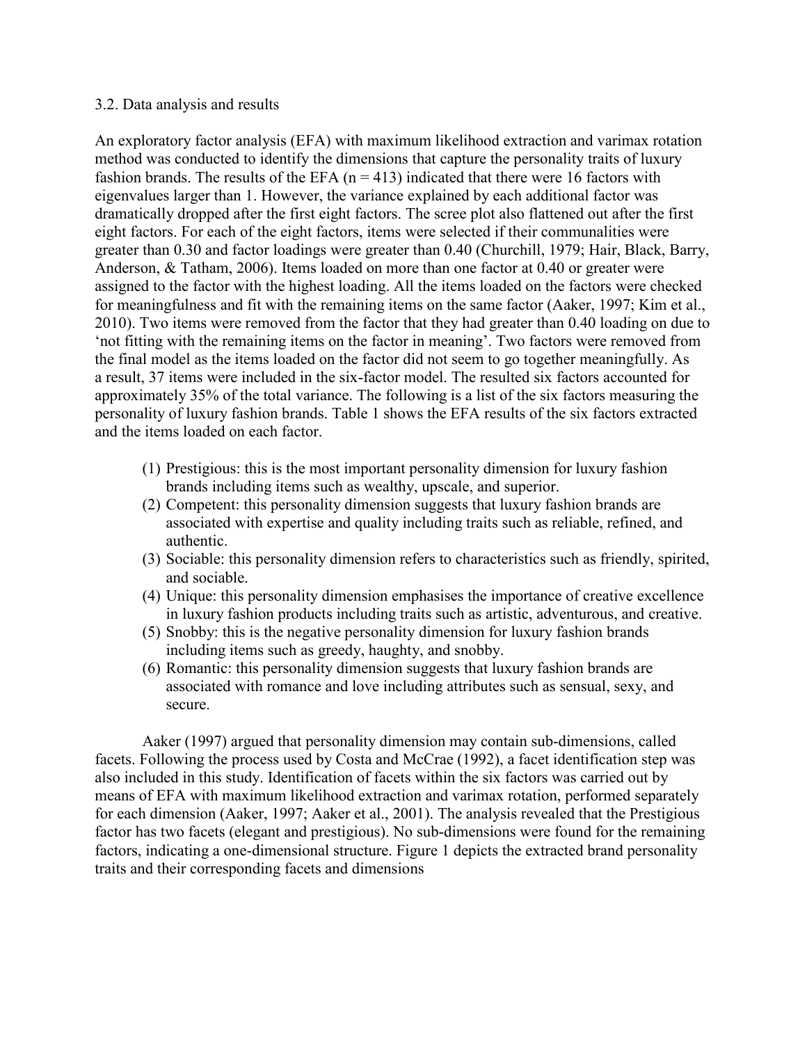### 3.2. Data analysis and results

An exploratory factor analysis (EFA) with maximum likelihood extraction and varimax rotation method was conducted to identify the dimensions that capture the personality traits of luxury fashion brands. The results of the EFA ($n = 413$) indicated that there were 16 factors with eigenvalues larger than 1. However, the variance explained by each additional factor was dramatically dropped after the first eight factors. The scree plot also flattened out after the first eight factors. For each of the eight factors, items were selected if their communalities were greater than 0.30 and factor loadings were greater than 0.40 (Churchill, 1979; Hair, Black, Barry, Anderson, & Tatham, 2006). Items loaded on more than one factor at 0.40 or greater were assigned to the factor with the highest loading. All the items loaded on the factors were checked for meaningfulness and fit with the remaining items on the same factor (Aaker, 1997; Kim et al., 2010). Two items were removed from the factor that they had greater than 0.40 loading on due to 'not fitting with the remaining items on the factor in meaning'. Two factors were removed from the final model as the items loaded on the factor did not seem to go together meaningfully. As a result, 37 items were included in the six-factor model. The resulted six factors accounted for approximately 35% of the total variance. The following is a list of the six factors measuring the personality of luxury fashion brands. Table 1 shows the EFA results of the six factors extracted and the items loaded on each factor.

1. Prestigious: this is the most important personality dimension for luxury fashion brands including items such as wealthy, upscale, and superior.
2. Competent: this personality dimension suggests that luxury fashion brands are associated with expertise and quality including traits such as reliable, refined, and authentic.
3. Sociable: this personality dimension refers to characteristics such as friendly, spirited, and sociable.
4. Unique: this personality dimension emphasises the importance of creative excellence in luxury fashion products including traits such as artistic, adventurous, and creative.
5. Snobby: this is the negative personality dimension for luxury fashion brands including items such as greedy, haughty, and snobby.
6. Romantic: this personality dimension suggests that luxury fashion brands are associated with romance and love including attributes such as sensual, sexy, and secure.

Aaker (1997) argued that personality dimension may contain sub-dimensions, called facets. Following the process used by Costa and McCrae (1992), a facet identification step was also included in this study. Identification of facets within the six factors was carried out by means of EFA with maximum likelihood extraction and varimax rotation, performed separately for each dimension (Aaker, 1997; Aaker et al., 2001). The analysis revealed that the Prestigious factor has two facets (elegant and prestigious). No sub-dimensions were found for the remaining factors, indicating a one-dimensional structure. Figure 1 depicts the extracted brand personality traits and their corresponding facets and dimensions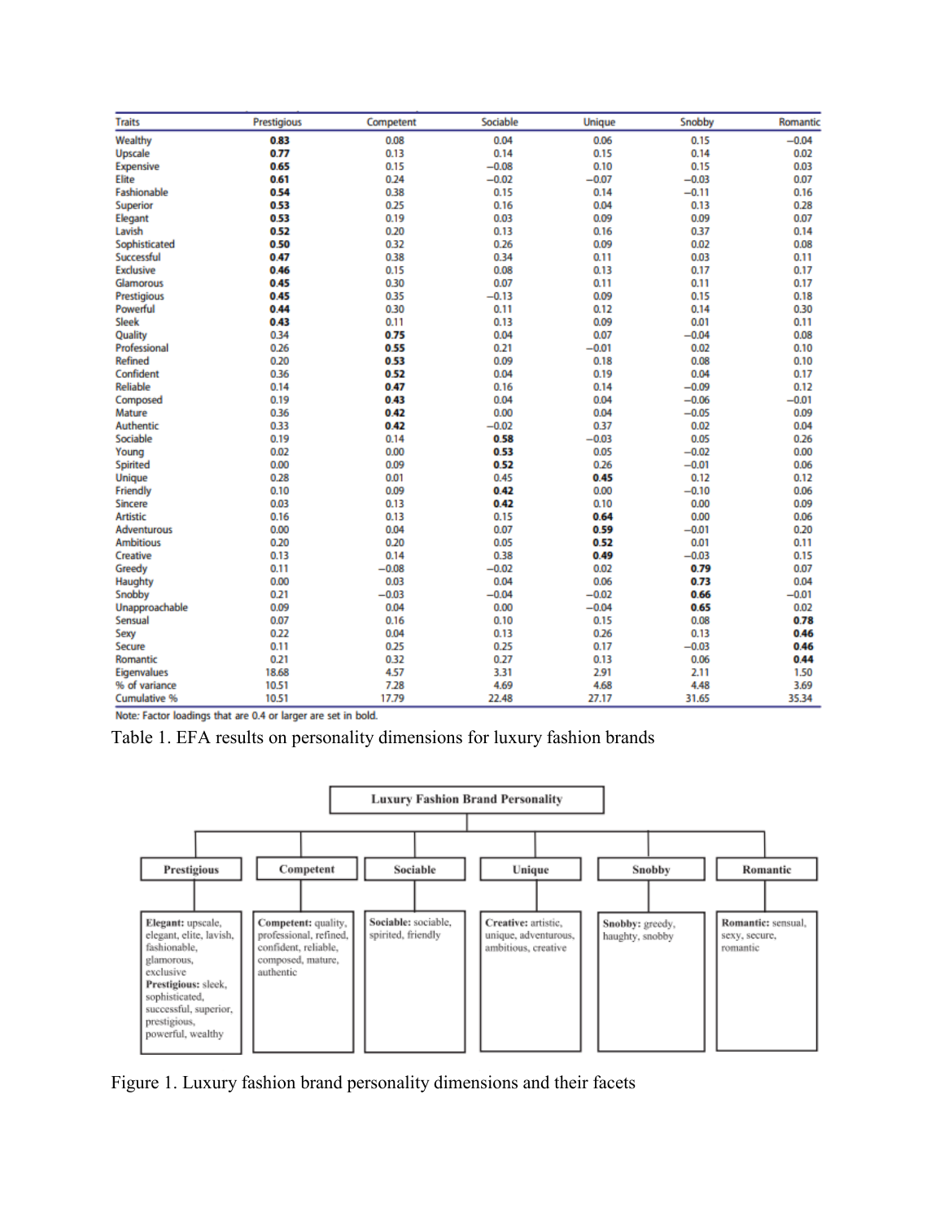| Traits | Prestigious | Competent | Sociable | Unique | Snobby | Romantic |
|---|---|---|---|---|---|---|
| Wealthy | **0.83** | 0.08 | 0.04 | 0.06 | 0.15 | −0.04 |
| Upscale | **0.77** | 0.13 | 0.14 | 0.15 | 0.14 | 0.02 |
| Expensive | **0.65** | 0.15 | −0.08 | 0.10 | 0.15 | 0.03 |
| Elite | **0.61** | 0.24 | −0.02 | −0.07 | −0.03 | 0.07 |
| Fashionable | **0.54** | 0.38 | 0.15 | 0.14 | −0.11 | 0.16 |
| Superior | **0.53** | 0.25 | 0.16 | 0.04 | 0.13 | 0.28 |
| Elegant | **0.53** | 0.19 | 0.03 | 0.09 | 0.09 | 0.07 |
| Lavish | **0.52** | 0.20 | 0.13 | 0.16 | 0.37 | 0.14 |
| Sophisticated | **0.50** | 0.32 | 0.26 | 0.09 | 0.02 | 0.08 |
| Successful | **0.47** | 0.38 | 0.34 | 0.11 | 0.03 | 0.11 |
| Exclusive | **0.46** | 0.15 | 0.08 | 0.13 | 0.17 | 0.17 |
| Glamorous | **0.45** | 0.30 | 0.07 | 0.11 | 0.11 | 0.17 |
| Prestigious | **0.45** | 0.35 | −0.13 | 0.09 | 0.15 | 0.18 |
| Powerful | **0.44** | 0.30 | 0.11 | 0.12 | 0.14 | 0.30 |
| Sleek | **0.43** | 0.11 | 0.13 | 0.09 | 0.01 | 0.11 |
| Quality | 0.34 | **0.75** | 0.04 | 0.07 | −0.04 | 0.08 |
| Professional | 0.26 | **0.55** | 0.21 | −0.01 | 0.02 | 0.10 |
| Refined | 0.20 | **0.53** | 0.09 | 0.18 | 0.08 | 0.10 |
| Confident | 0.36 | **0.52** | 0.04 | 0.19 | 0.04 | 0.17 |
| Reliable | 0.14 | **0.47** | 0.16 | 0.14 | −0.09 | 0.12 |
| Composed | 0.19 | **0.43** | 0.04 | 0.04 | −0.06 | −0.01 |
| Mature | 0.36 | **0.42** | 0.00 | 0.04 | −0.05 | 0.09 |
| Authentic | 0.33 | **0.42** | −0.02 | 0.37 | 0.02 | 0.04 |
| Sociable | 0.19 | 0.14 | **0.58** | −0.03 | 0.05 | 0.26 |
| Young | 0.02 | 0.00 | **0.53** | 0.05 | −0.02 | 0.00 |
| Spirited | 0.00 | 0.09 | **0.52** | 0.26 | −0.01 | 0.06 |
| Unique | 0.28 | 0.01 | 0.45 | **0.45** | 0.12 | 0.12 |
| Friendly | 0.10 | 0.09 | **0.42** | 0.00 | −0.10 | 0.06 |
| Sincere | 0.03 | 0.13 | **0.42** | 0.10 | 0.00 | 0.09 |
| Artistic | 0.16 | 0.13 | 0.15 | **0.64** | 0.00 | 0.06 |
| Adventurous | 0.00 | 0.04 | 0.07 | **0.59** | −0.01 | 0.20 |
| Ambitious | 0.20 | 0.20 | 0.05 | **0.52** | 0.01 | 0.11 |
| Creative | 0.13 | 0.14 | 0.38 | **0.49** | −0.03 | 0.15 |
| Greedy | 0.11 | −0.08 | −0.02 | 0.02 | **0.79** | 0.07 |
| Haughty | 0.00 | 0.03 | 0.04 | 0.06 | **0.73** | 0.04 |
| Snobby | 0.21 | −0.03 | −0.04 | −0.02 | **0.66** | −0.01 |
| Unapproachable | 0.09 | 0.04 | 0.00 | −0.04 | **0.65** | 0.02 |
| Sensual | 0.07 | 0.16 | 0.10 | 0.15 | 0.08 | **0.78** |
| Sexy | 0.22 | 0.04 | 0.13 | 0.26 | 0.13 | **0.46** |
| Secure | 0.11 | 0.25 | 0.25 | 0.17 | −0.03 | **0.46** |
| Romantic | 0.21 | 0.32 | 0.27 | 0.13 | 0.06 | **0.44** |
| Eigenvalues | 18.68 | 4.57 | 3.31 | 2.91 | 2.11 | 1.50 |
| % of variance | 10.51 | 7.28 | 4.69 | 4.68 | 4.48 | 3.69 |
| Cumulative % | 10.51 | 17.79 | 22.48 | 27.17 | 31.65 | 35.34 |

Note: Factor loadings that are 0.4 or larger are set in bold.

Table 1. EFA results on personality dimensions for luxury fashion brands

**Luxury Fashion Brand Personality**

- **Prestigious**
  - **Elegant:** upscale, elegant, elite, lavish, fashionable, glamorous, exclusive
  - **Prestigious:** sleek, sophisticated, successful, superior, prestigious, powerful, wealthy
- **Competent**
  - **Competent:** quality, professional, refined, confident, reliable, composed, mature, authentic
- **Sociable**
  - **Sociable:** sociable, spirited, friendly
- **Unique**
  - **Creative:** artistic, unique, adventurous, ambitious, creative
- **Snobby**
  - **Snobby:** greedy, haughty, snobby
- **Romantic**
  - **Romantic:** sensual, sexy, secure, romantic

Figure 1. Luxury fashion brand personality dimensions and their facets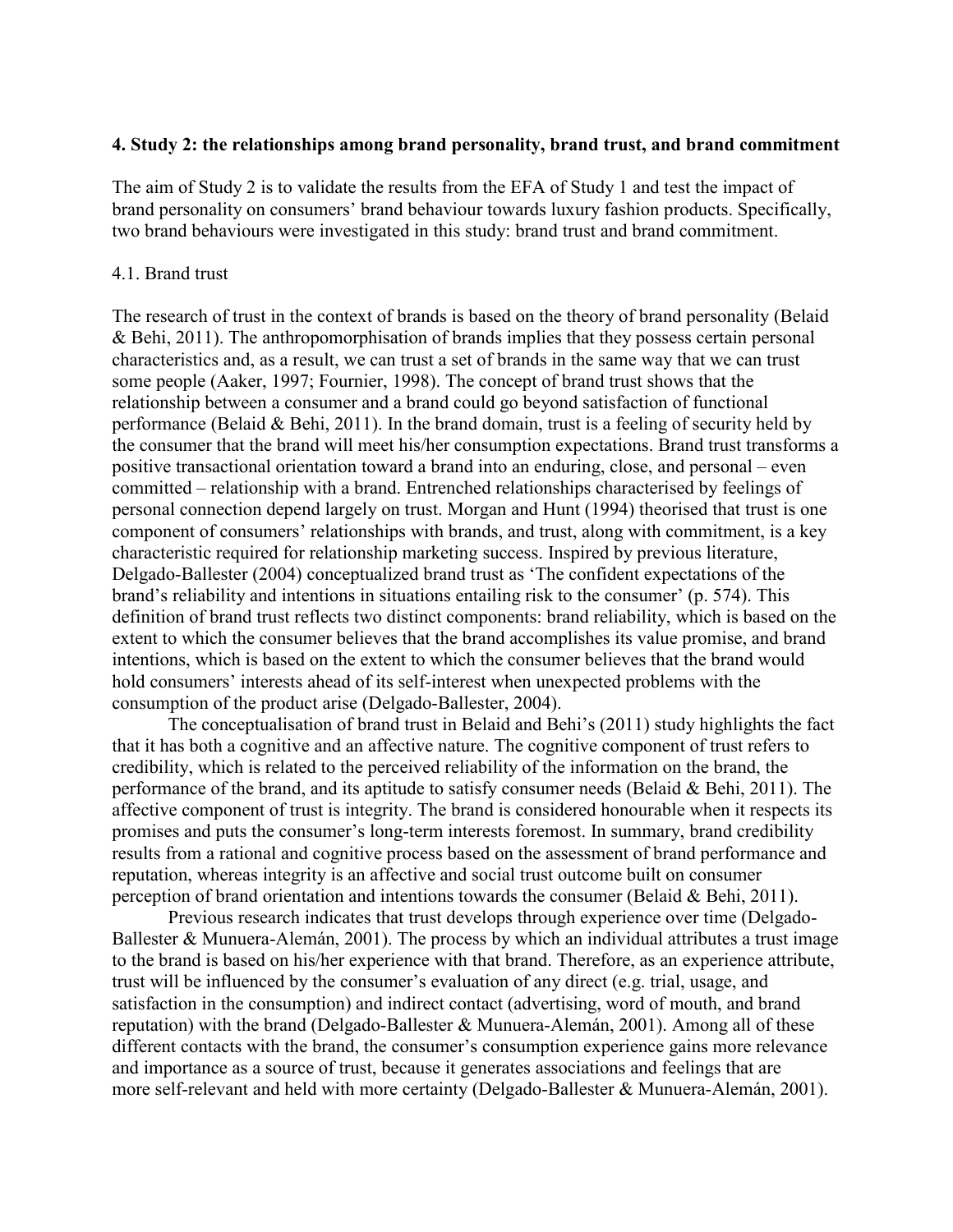## 4. Study 2: the relationships among brand personality, brand trust, and brand commitment

The aim of Study 2 is to validate the results from the EFA of Study 1 and test the impact of brand personality on consumers' brand behaviour towards luxury fashion products. Specifically, two brand behaviours were investigated in this study: brand trust and brand commitment.

### 4.1. Brand trust

The research of trust in the context of brands is based on the theory of brand personality (Belaid & Behi, 2011). The anthropomorphisation of brands implies that they possess certain personal characteristics and, as a result, we can trust a set of brands in the same way that we can trust some people (Aaker, 1997; Fournier, 1998). The concept of brand trust shows that the relationship between a consumer and a brand could go beyond satisfaction of functional performance (Belaid & Behi, 2011). In the brand domain, trust is a feeling of security held by the consumer that the brand will meet his/her consumption expectations. Brand trust transforms a positive transactional orientation toward a brand into an enduring, close, and personal – even committed – relationship with a brand. Entrenched relationships characterised by feelings of personal connection depend largely on trust. Morgan and Hunt (1994) theorised that trust is one component of consumers' relationships with brands, and trust, along with commitment, is a key characteristic required for relationship marketing success. Inspired by previous literature, Delgado-Ballester (2004) conceptualized brand trust as 'The confident expectations of the brand's reliability and intentions in situations entailing risk to the consumer' (p. 574). This definition of brand trust reflects two distinct components: brand reliability, which is based on the extent to which the consumer believes that the brand accomplishes its value promise, and brand intentions, which is based on the extent to which the consumer believes that the brand would hold consumers' interests ahead of its self-interest when unexpected problems with the consumption of the product arise (Delgado-Ballester, 2004).

The conceptualisation of brand trust in Belaid and Behi's (2011) study highlights the fact that it has both a cognitive and an affective nature. The cognitive component of trust refers to credibility, which is related to the perceived reliability of the information on the brand, the performance of the brand, and its aptitude to satisfy consumer needs (Belaid & Behi, 2011). The affective component of trust is integrity. The brand is considered honourable when it respects its promises and puts the consumer's long-term interests foremost. In summary, brand credibility results from a rational and cognitive process based on the assessment of brand performance and reputation, whereas integrity is an affective and social trust outcome built on consumer perception of brand orientation and intentions towards the consumer (Belaid & Behi, 2011).

Previous research indicates that trust develops through experience over time (Delgado-Ballester & Munuera-Alemán, 2001). The process by which an individual attributes a trust image to the brand is based on his/her experience with that brand. Therefore, as an experience attribute, trust will be influenced by the consumer's evaluation of any direct (e.g. trial, usage, and satisfaction in the consumption) and indirect contact (advertising, word of mouth, and brand reputation) with the brand (Delgado-Ballester & Munuera-Alemán, 2001). Among all of these different contacts with the brand, the consumer's consumption experience gains more relevance and importance as a source of trust, because it generates associations and feelings that are more self-relevant and held with more certainty (Delgado-Ballester & Munuera-Alemán, 2001).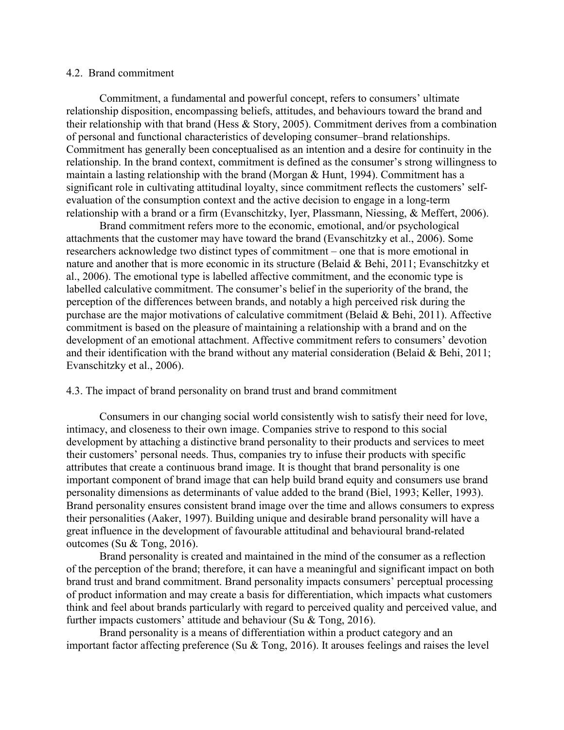### 4.2. Brand commitment

Commitment, a fundamental and powerful concept, refers to consumers' ultimate relationship disposition, encompassing beliefs, attitudes, and behaviours toward the brand and their relationship with that brand (Hess & Story, 2005). Commitment derives from a combination of personal and functional characteristics of developing consumer–brand relationships. Commitment has generally been conceptualised as an intention and a desire for continuity in the relationship. In the brand context, commitment is defined as the consumer's strong willingness to maintain a lasting relationship with the brand (Morgan & Hunt, 1994). Commitment has a significant role in cultivating attitudinal loyalty, since commitment reflects the customers' self-evaluation of the consumption context and the active decision to engage in a long-term relationship with a brand or a firm (Evanschitzky, Iyer, Plassmann, Niessing, & Meffert, 2006).

Brand commitment refers more to the economic, emotional, and/or psychological attachments that the customer may have toward the brand (Evanschitzky et al., 2006). Some researchers acknowledge two distinct types of commitment – one that is more emotional in nature and another that is more economic in its structure (Belaid & Behi, 2011; Evanschitzky et al., 2006). The emotional type is labelled affective commitment, and the economic type is labelled calculative commitment. The consumer's belief in the superiority of the brand, the perception of the differences between brands, and notably a high perceived risk during the purchase are the major motivations of calculative commitment (Belaid & Behi, 2011). Affective commitment is based on the pleasure of maintaining a relationship with a brand and on the development of an emotional attachment. Affective commitment refers to consumers' devotion and their identification with the brand without any material consideration (Belaid & Behi, 2011; Evanschitzky et al., 2006).

### 4.3. The impact of brand personality on brand trust and brand commitment

Consumers in our changing social world consistently wish to satisfy their need for love, intimacy, and closeness to their own image. Companies strive to respond to this social development by attaching a distinctive brand personality to their products and services to meet their customers' personal needs. Thus, companies try to infuse their products with specific attributes that create a continuous brand image. It is thought that brand personality is one important component of brand image that can help build brand equity and consumers use brand personality dimensions as determinants of value added to the brand (Biel, 1993; Keller, 1993). Brand personality ensures consistent brand image over the time and allows consumers to express their personalities (Aaker, 1997). Building unique and desirable brand personality will have a great influence in the development of favourable attitudinal and behavioural brand-related outcomes (Su & Tong, 2016).

Brand personality is created and maintained in the mind of the consumer as a reflection of the perception of the brand; therefore, it can have a meaningful and significant impact on both brand trust and brand commitment. Brand personality impacts consumers' perceptual processing of product information and may create a basis for differentiation, which impacts what customers think and feel about brands particularly with regard to perceived quality and perceived value, and further impacts customers' attitude and behaviour (Su & Tong, 2016).

Brand personality is a means of differentiation within a product category and an important factor affecting preference (Su & Tong, 2016). It arouses feelings and raises the level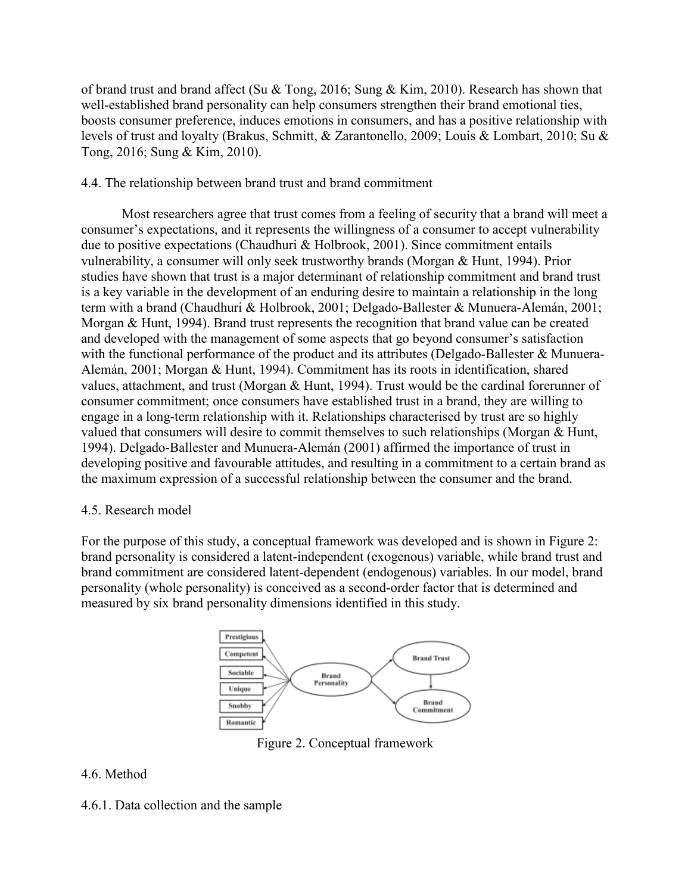of brand trust and brand affect (Su & Tong, 2016; Sung & Kim, 2010). Research has shown that well-established brand personality can help consumers strengthen their brand emotional ties, boosts consumer preference, induces emotions in consumers, and has a positive relationship with levels of trust and loyalty (Brakus, Schmitt, & Zarantonello, 2009; Louis & Lombart, 2010; Su & Tong, 2016; Sung & Kim, 2010).

## 4.4. The relationship between brand trust and brand commitment

Most researchers agree that trust comes from a feeling of security that a brand will meet a consumer's expectations, and it represents the willingness of a consumer to accept vulnerability due to positive expectations (Chaudhuri & Holbrook, 2001). Since commitment entails vulnerability, a consumer will only seek trustworthy brands (Morgan & Hunt, 1994). Prior studies have shown that trust is a major determinant of relationship commitment and brand trust is a key variable in the development of an enduring desire to maintain a relationship in the long term with a brand (Chaudhuri & Holbrook, 2001; Delgado-Ballester & Munuera-Alemán, 2001; Morgan & Hunt, 1994). Brand trust represents the recognition that brand value can be created and developed with the management of some aspects that go beyond consumer's satisfaction with the functional performance of the product and its attributes (Delgado-Ballester & Munuera-Alemán, 2001; Morgan & Hunt, 1994). Commitment has its roots in identification, shared values, attachment, and trust (Morgan & Hunt, 1994). Trust would be the cardinal forerunner of consumer commitment; once consumers have established trust in a brand, they are willing to engage in a long-term relationship with it. Relationships characterised by trust are so highly valued that consumers will desire to commit themselves to such relationships (Morgan & Hunt, 1994). Delgado-Ballester and Munuera-Alemán (2001) affirmed the importance of trust in developing positive and favourable attitudes, and resulting in a commitment to a certain brand as the maximum expression of a successful relationship between the consumer and the brand.

## 4.5. Research model

For the purpose of this study, a conceptual framework was developed and is shown in Figure 2: brand personality is considered a latent-independent (exogenous) variable, while brand trust and brand commitment are considered latent-dependent (endogenous) variables. In our model, brand personality (whole personality) is conceived as a second-order factor that is determined and measured by six brand personality dimensions identified in this study.

Figure 2. Conceptual framework

## 4.6. Method

### 4.6.1. Data collection and the sample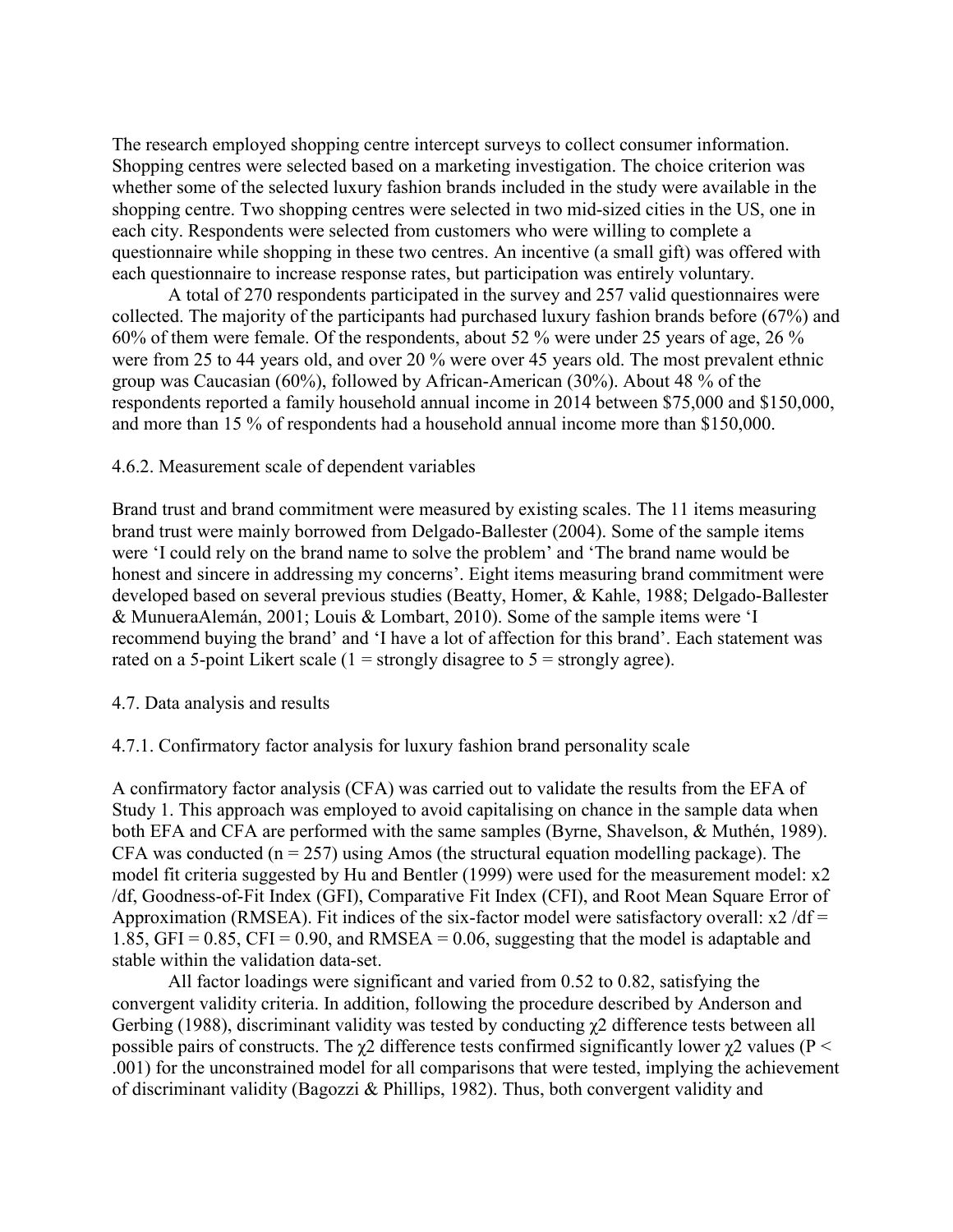The research employed shopping centre intercept surveys to collect consumer information. Shopping centres were selected based on a marketing investigation. The choice criterion was whether some of the selected luxury fashion brands included in the study were available in the shopping centre. Two shopping centres were selected in two mid-sized cities in the US, one in each city. Respondents were selected from customers who were willing to complete a questionnaire while shopping in these two centres. An incentive (a small gift) was offered with each questionnaire to increase response rates, but participation was entirely voluntary.

A total of 270 respondents participated in the survey and 257 valid questionnaires were collected. The majority of the participants had purchased luxury fashion brands before (67%) and 60% of them were female. Of the respondents, about 52 % were under 25 years of age, 26 % were from 25 to 44 years old, and over 20 % were over 45 years old. The most prevalent ethnic group was Caucasian (60%), followed by African-American (30%). About 48 % of the respondents reported a family household annual income in 2014 between $75,000 and $150,000, and more than 15 % of respondents had a household annual income more than $150,000.

#### 4.6.2. Measurement scale of dependent variables

Brand trust and brand commitment were measured by existing scales. The 11 items measuring brand trust were mainly borrowed from Delgado-Ballester (2004). Some of the sample items were 'I could rely on the brand name to solve the problem' and 'The brand name would be honest and sincere in addressing my concerns'. Eight items measuring brand commitment were developed based on several previous studies (Beatty, Homer, & Kahle, 1988; Delgado-Ballester & MunueraAlemán, 2001; Louis & Lombart, 2010). Some of the sample items were 'I recommend buying the brand' and 'I have a lot of affection for this brand'. Each statement was rated on a 5-point Likert scale (1 = strongly disagree to 5 = strongly agree).

### 4.7. Data analysis and results

#### 4.7.1. Confirmatory factor analysis for luxury fashion brand personality scale

A confirmatory factor analysis (CFA) was carried out to validate the results from the EFA of Study 1. This approach was employed to avoid capitalising on chance in the sample data when both EFA and CFA are performed with the same samples (Byrne, Shavelson, & Muthén, 1989). CFA was conducted ($n = 257$) using Amos (the structural equation modelling package). The model fit criteria suggested by Hu and Bentler (1999) were used for the measurement model: $x2/df$, Goodness-of-Fit Index (GFI), Comparative Fit Index (CFI), and Root Mean Square Error of Approximation (RMSEA). Fit indices of the six-factor model were satisfactory overall: $x2/df = 1.85$, GFI = 0.85, CFI = 0.90, and RMSEA = 0.06, suggesting that the model is adaptable and stable within the validation data-set.

All factor loadings were significant and varied from 0.52 to 0.82, satisfying the convergent validity criteria. In addition, following the procedure described by Anderson and Gerbing (1988), discriminant validity was tested by conducting $\chi 2$ difference tests between all possible pairs of constructs. The $\chi 2$ difference tests confirmed significantly lower $\chi 2$ values ($P < .001$) for the unconstrained model for all comparisons that were tested, implying the achievement of discriminant validity (Bagozzi & Phillips, 1982). Thus, both convergent validity and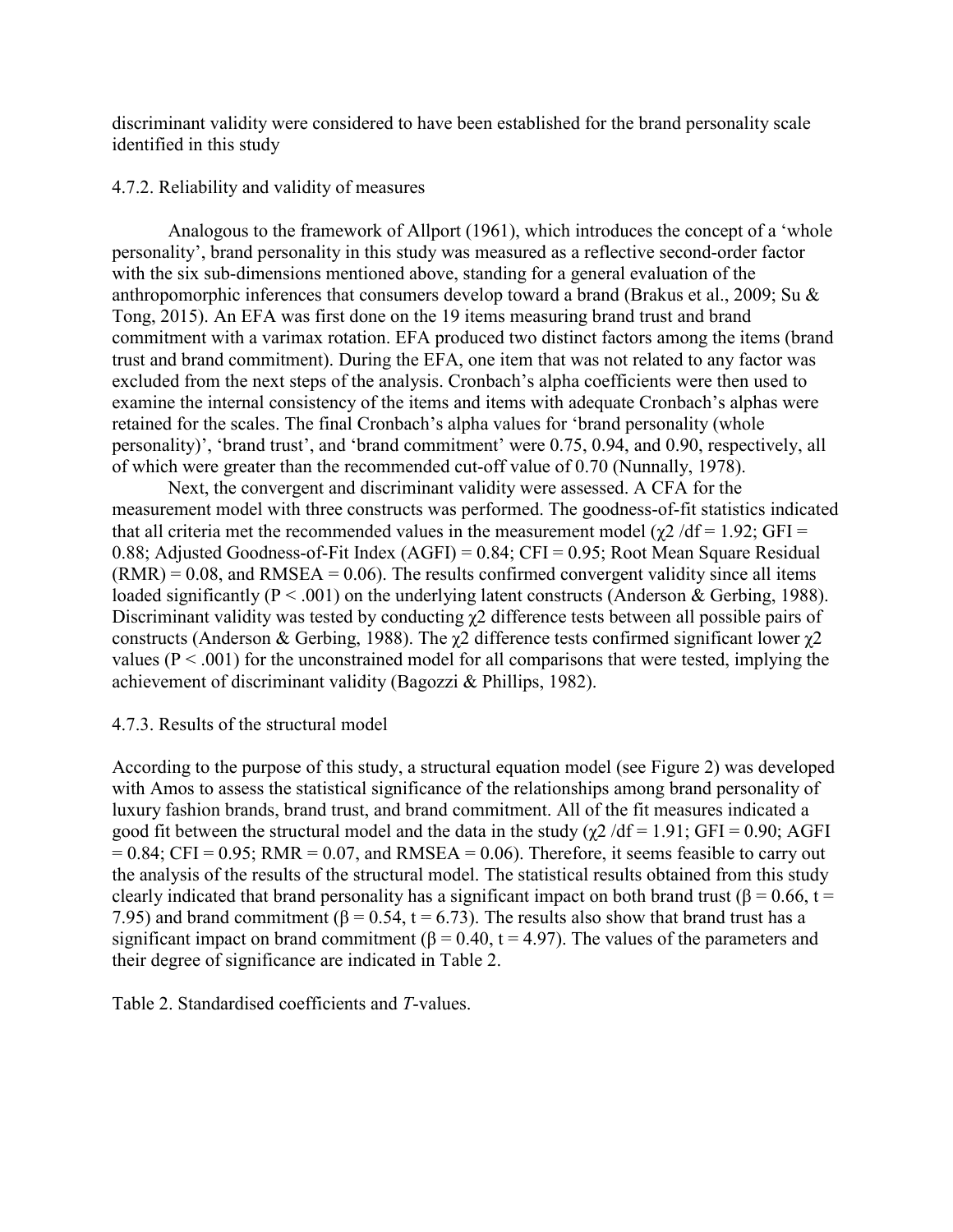discriminant validity were considered to have been established for the brand personality scale identified in this study

### 4.7.2. Reliability and validity of measures

Analogous to the framework of Allport (1961), which introduces the concept of a 'whole personality', brand personality in this study was measured as a reflective second-order factor with the six sub-dimensions mentioned above, standing for a general evaluation of the anthropomorphic inferences that consumers develop toward a brand (Brakus et al., 2009; Su & Tong, 2015). An EFA was first done on the 19 items measuring brand trust and brand commitment with a varimax rotation. EFA produced two distinct factors among the items (brand trust and brand commitment). During the EFA, one item that was not related to any factor was excluded from the next steps of the analysis. Cronbach's alpha coefficients were then used to examine the internal consistency of the items and items with adequate Cronbach's alphas were retained for the scales. The final Cronbach's alpha values for 'brand personality (whole personality)', 'brand trust', and 'brand commitment' were 0.75, 0.94, and 0.90, respectively, all of which were greater than the recommended cut-off value of 0.70 (Nunnally, 1978).

Next, the convergent and discriminant validity were assessed. A CFA for the measurement model with three constructs was performed. The goodness-of-fit statistics indicated that all criteria met the recommended values in the measurement model ($\chi^2/df = 1.92$; GFI = 0.88; Adjusted Goodness-of-Fit Index (AGFI) = 0.84; CFI = 0.95; Root Mean Square Residual (RMR) = 0.08, and RMSEA = 0.06). The results confirmed convergent validity since all items loaded significantly ($P < .001$) on the underlying latent constructs (Anderson & Gerbing, 1988). Discriminant validity was tested by conducting $\chi^2$ difference tests between all possible pairs of constructs (Anderson & Gerbing, 1988). The $\chi^2$ difference tests confirmed significant lower $\chi^2$ values ($P < .001$) for the unconstrained model for all comparisons that were tested, implying the achievement of discriminant validity (Bagozzi & Phillips, 1982).

### 4.7.3. Results of the structural model

According to the purpose of this study, a structural equation model (see Figure 2) was developed with Amos to assess the statistical significance of the relationships among brand personality of luxury fashion brands, brand trust, and brand commitment. All of the fit measures indicated a good fit between the structural model and the data in the study ($\chi^2/df = 1.91$; GFI = 0.90; AGFI = 0.84; CFI = 0.95; RMR = 0.07, and RMSEA = 0.06). Therefore, it seems feasible to carry out the analysis of the results of the structural model. The statistical results obtained from this study clearly indicated that brand personality has a significant impact on both brand trust ($\beta = 0.66$, $t = 7.95$) and brand commitment ($\beta = 0.54$, $t = 6.73$). The results also show that brand trust has a significant impact on brand commitment ($\beta = 0.40$, $t = 4.97$). The values of the parameters and their degree of significance are indicated in Table 2.

Table 2. Standardised coefficients and *T*-values.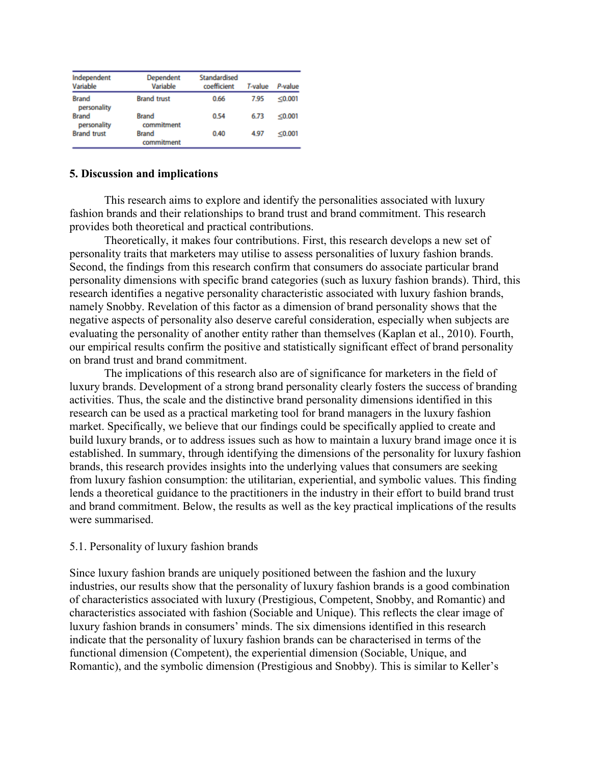| Independent Variable | Dependent Variable | Standardised coefficient | *T*-value | *P*-value |
|---|---|---|---|---|
| Brand personality | Brand trust | 0.66 | 7.95 | ≤0.001 |
| Brand personality | Brand commitment | 0.54 | 6.73 | ≤0.001 |
| Brand trust | Brand commitment | 0.40 | 4.97 | ≤0.001 |

## 5. Discussion and implications

This research aims to explore and identify the personalities associated with luxury fashion brands and their relationships to brand trust and brand commitment. This research provides both theoretical and practical contributions.

Theoretically, it makes four contributions. First, this research develops a new set of personality traits that marketers may utilise to assess personalities of luxury fashion brands. Second, the findings from this research confirm that consumers do associate particular brand personality dimensions with specific brand categories (such as luxury fashion brands). Third, this research identifies a negative personality characteristic associated with luxury fashion brands, namely Snobby. Revelation of this factor as a dimension of brand personality shows that the negative aspects of personality also deserve careful consideration, especially when subjects are evaluating the personality of another entity rather than themselves (Kaplan et al., 2010). Fourth, our empirical results confirm the positive and statistically significant effect of brand personality on brand trust and brand commitment.

The implications of this research also are of significance for marketers in the field of luxury brands. Development of a strong brand personality clearly fosters the success of branding activities. Thus, the scale and the distinctive brand personality dimensions identified in this research can be used as a practical marketing tool for brand managers in the luxury fashion market. Specifically, we believe that our findings could be specifically applied to create and build luxury brands, or to address issues such as how to maintain a luxury brand image once it is established. In summary, through identifying the dimensions of the personality for luxury fashion brands, this research provides insights into the underlying values that consumers are seeking from luxury fashion consumption: the utilitarian, experiential, and symbolic values. This finding lends a theoretical guidance to the practitioners in the industry in their effort to build brand trust and brand commitment. Below, the results as well as the key practical implications of the results were summarised.

### 5.1. Personality of luxury fashion brands

Since luxury fashion brands are uniquely positioned between the fashion and the luxury industries, our results show that the personality of luxury fashion brands is a good combination of characteristics associated with luxury (Prestigious, Competent, Snobby, and Romantic) and characteristics associated with fashion (Sociable and Unique). This reflects the clear image of luxury fashion brands in consumers' minds. The six dimensions identified in this research indicate that the personality of luxury fashion brands can be characterised in terms of the functional dimension (Competent), the experiential dimension (Sociable, Unique, and Romantic), and the symbolic dimension (Prestigious and Snobby). This is similar to Keller's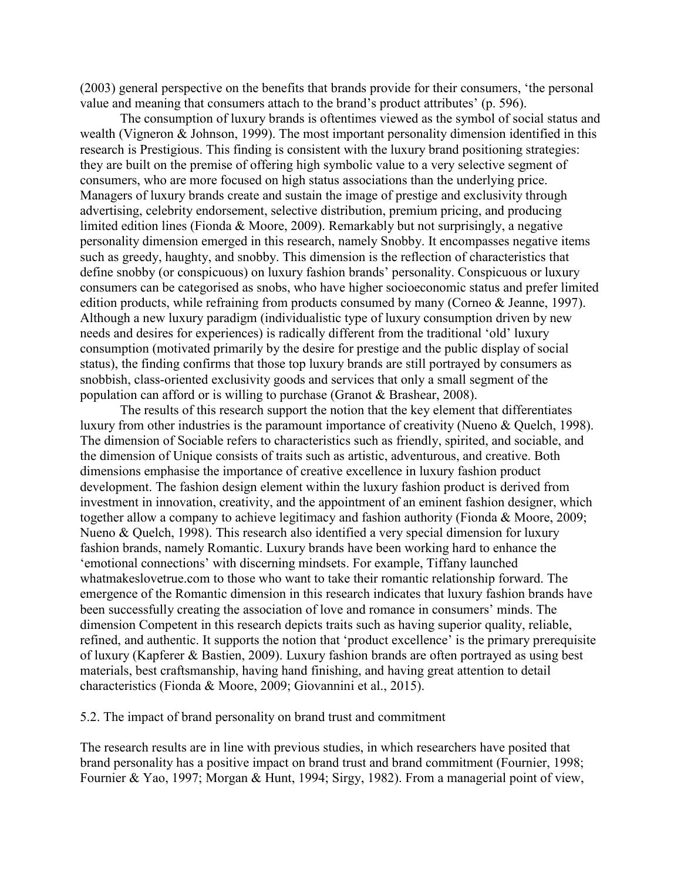(2003) general perspective on the benefits that brands provide for their consumers, 'the personal value and meaning that consumers attach to the brand's product attributes' (p. 596).

The consumption of luxury brands is oftentimes viewed as the symbol of social status and wealth (Vigneron & Johnson, 1999). The most important personality dimension identified in this research is Prestigious. This finding is consistent with the luxury brand positioning strategies: they are built on the premise of offering high symbolic value to a very selective segment of consumers, who are more focused on high status associations than the underlying price. Managers of luxury brands create and sustain the image of prestige and exclusivity through advertising, celebrity endorsement, selective distribution, premium pricing, and producing limited edition lines (Fionda & Moore, 2009). Remarkably but not surprisingly, a negative personality dimension emerged in this research, namely Snobby. It encompasses negative items such as greedy, haughty, and snobby. This dimension is the reflection of characteristics that define snobby (or conspicuous) on luxury fashion brands' personality. Conspicuous or luxury consumers can be categorised as snobs, who have higher socioeconomic status and prefer limited edition products, while refraining from products consumed by many (Corneo & Jeanne, 1997). Although a new luxury paradigm (individualistic type of luxury consumption driven by new needs and desires for experiences) is radically different from the traditional 'old' luxury consumption (motivated primarily by the desire for prestige and the public display of social status), the finding confirms that those top luxury brands are still portrayed by consumers as snobbish, class-oriented exclusivity goods and services that only a small segment of the population can afford or is willing to purchase (Granot & Brashear, 2008).

The results of this research support the notion that the key element that differentiates luxury from other industries is the paramount importance of creativity (Nueno & Quelch, 1998). The dimension of Sociable refers to characteristics such as friendly, spirited, and sociable, and the dimension of Unique consists of traits such as artistic, adventurous, and creative. Both dimensions emphasise the importance of creative excellence in luxury fashion product development. The fashion design element within the luxury fashion product is derived from investment in innovation, creativity, and the appointment of an eminent fashion designer, which together allow a company to achieve legitimacy and fashion authority (Fionda & Moore, 2009; Nueno & Quelch, 1998). This research also identified a very special dimension for luxury fashion brands, namely Romantic. Luxury brands have been working hard to enhance the 'emotional connections' with discerning mindsets. For example, Tiffany launched whatmakeslovetrue.com to those who want to take their romantic relationship forward. The emergence of the Romantic dimension in this research indicates that luxury fashion brands have been successfully creating the association of love and romance in consumers' minds. The dimension Competent in this research depicts traits such as having superior quality, reliable, refined, and authentic. It supports the notion that 'product excellence' is the primary prerequisite of luxury (Kapferer & Bastien, 2009). Luxury fashion brands are often portrayed as using best materials, best craftsmanship, having hand finishing, and having great attention to detail characteristics (Fionda & Moore, 2009; Giovannini et al., 2015).

### 5.2. The impact of brand personality on brand trust and commitment

The research results are in line with previous studies, in which researchers have posited that brand personality has a positive impact on brand trust and brand commitment (Fournier, 1998; Fournier & Yao, 1997; Morgan & Hunt, 1994; Sirgy, 1982). From a managerial point of view,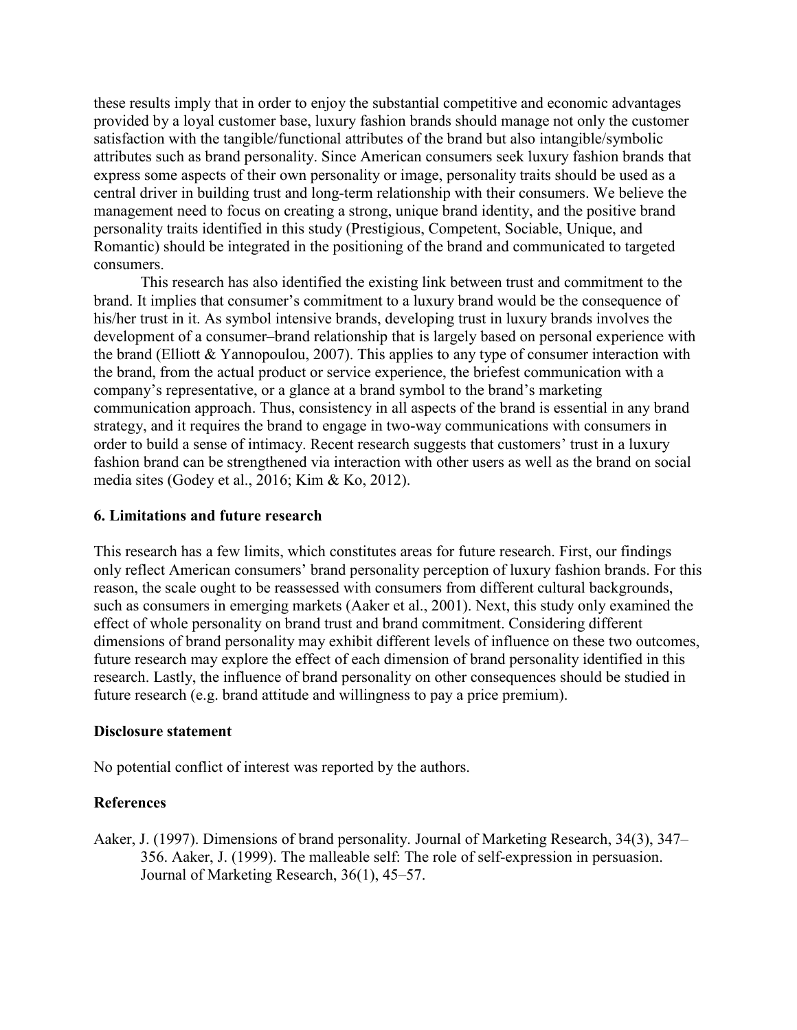these results imply that in order to enjoy the substantial competitive and economic advantages provided by a loyal customer base, luxury fashion brands should manage not only the customer satisfaction with the tangible/functional attributes of the brand but also intangible/symbolic attributes such as brand personality. Since American consumers seek luxury fashion brands that express some aspects of their own personality or image, personality traits should be used as a central driver in building trust and long-term relationship with their consumers. We believe the management need to focus on creating a strong, unique brand identity, and the positive brand personality traits identified in this study (Prestigious, Competent, Sociable, Unique, and Romantic) should be integrated in the positioning of the brand and communicated to targeted consumers.

This research has also identified the existing link between trust and commitment to the brand. It implies that consumer's commitment to a luxury brand would be the consequence of his/her trust in it. As symbol intensive brands, developing trust in luxury brands involves the development of a consumer–brand relationship that is largely based on personal experience with the brand (Elliott & Yannopoulou, 2007). This applies to any type of consumer interaction with the brand, from the actual product or service experience, the briefest communication with a company's representative, or a glance at a brand symbol to the brand's marketing communication approach. Thus, consistency in all aspects of the brand is essential in any brand strategy, and it requires the brand to engage in two-way communications with consumers in order to build a sense of intimacy. Recent research suggests that customers' trust in a luxury fashion brand can be strengthened via interaction with other users as well as the brand on social media sites (Godey et al., 2016; Kim & Ko, 2012).

## 6. Limitations and future research

This research has a few limits, which constitutes areas for future research. First, our findings only reflect American consumers' brand personality perception of luxury fashion brands. For this reason, the scale ought to be reassessed with consumers from different cultural backgrounds, such as consumers in emerging markets (Aaker et al., 2001). Next, this study only examined the effect of whole personality on brand trust and brand commitment. Considering different dimensions of brand personality may exhibit different levels of influence on these two outcomes, future research may explore the effect of each dimension of brand personality identified in this research. Lastly, the influence of brand personality on other consequences should be studied in future research (e.g. brand attitude and willingness to pay a price premium).

## Disclosure statement

No potential conflict of interest was reported by the authors.

## References

Aaker, J. (1997). Dimensions of brand personality. Journal of Marketing Research, 34(3), 347–356. Aaker, J. (1999). The malleable self: The role of self-expression in persuasion. Journal of Marketing Research, 36(1), 45–57.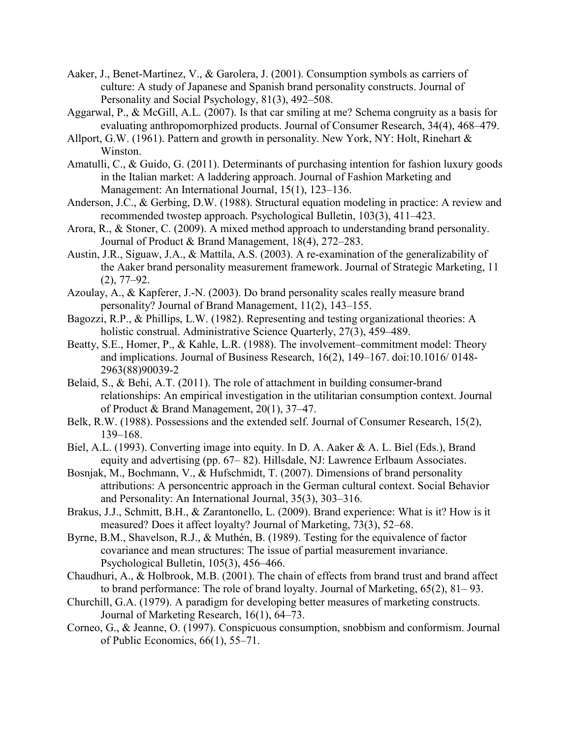Aaker, J., Benet-Martínez, V., & Garolera, J. (2001). Consumption symbols as carriers of culture: A study of Japanese and Spanish brand personality constructs. Journal of Personality and Social Psychology, 81(3), 492–508.

Aggarwal, P., & McGill, A.L. (2007). Is that car smiling at me? Schema congruity as a basis for evaluating anthropomorphized products. Journal of Consumer Research, 34(4), 468–479.

Allport, G.W. (1961). Pattern and growth in personality. New York, NY: Holt, Rinehart & Winston.

Amatulli, C., & Guido, G. (2011). Determinants of purchasing intention for fashion luxury goods in the Italian market: A laddering approach. Journal of Fashion Marketing and Management: An International Journal, 15(1), 123–136.

Anderson, J.C., & Gerbing, D.W. (1988). Structural equation modeling in practice: A review and recommended twostep approach. Psychological Bulletin, 103(3), 411–423.

Arora, R., & Stoner, C. (2009). A mixed method approach to understanding brand personality. Journal of Product & Brand Management, 18(4), 272–283.

Austin, J.R., Siguaw, J.A., & Mattila, A.S. (2003). A re-examination of the generalizability of the Aaker brand personality measurement framework. Journal of Strategic Marketing, 11 (2), 77–92.

Azoulay, A., & Kapferer, J.-N. (2003). Do brand personality scales really measure brand personality? Journal of Brand Management, 11(2), 143–155.

Bagozzi, R.P., & Phillips, L.W. (1982). Representing and testing organizational theories: A holistic construal. Administrative Science Quarterly, 27(3), 459–489.

Beatty, S.E., Homer, P., & Kahle, L.R. (1988). The involvement–commitment model: Theory and implications. Journal of Business Research, 16(2), 149–167. doi:10.1016/ 0148-2963(88)90039-2

Belaid, S., & Behi, A.T. (2011). The role of attachment in building consumer-brand relationships: An empirical investigation in the utilitarian consumption context. Journal of Product & Brand Management, 20(1), 37–47.

Belk, R.W. (1988). Possessions and the extended self. Journal of Consumer Research, 15(2), 139–168.

Biel, A.L. (1993). Converting image into equity. In D. A. Aaker & A. L. Biel (Eds.), Brand equity and advertising (pp. 67– 82). Hillsdale, NJ: Lawrence Erlbaum Associates.

Bosnjak, M., Bochmann, V., & Hufschmidt, T. (2007). Dimensions of brand personality attributions: A personcentric approach in the German cultural context. Social Behavior and Personality: An International Journal, 35(3), 303–316.

Brakus, J.J., Schmitt, B.H., & Zarantonello, L. (2009). Brand experience: What is it? How is it measured? Does it affect loyalty? Journal of Marketing, 73(3), 52–68.

Byrne, B.M., Shavelson, R.J., & Muthén, B. (1989). Testing for the equivalence of factor covariance and mean structures: The issue of partial measurement invariance. Psychological Bulletin, 105(3), 456–466.

Chaudhuri, A., & Holbrook, M.B. (2001). The chain of effects from brand trust and brand affect to brand performance: The role of brand loyalty. Journal of Marketing, 65(2), 81– 93.

Churchill, G.A. (1979). A paradigm for developing better measures of marketing constructs. Journal of Marketing Research, 16(1), 64–73.

Corneo, G., & Jeanne, O. (1997). Conspicuous consumption, snobbism and conformism. Journal of Public Economics, 66(1), 55–71.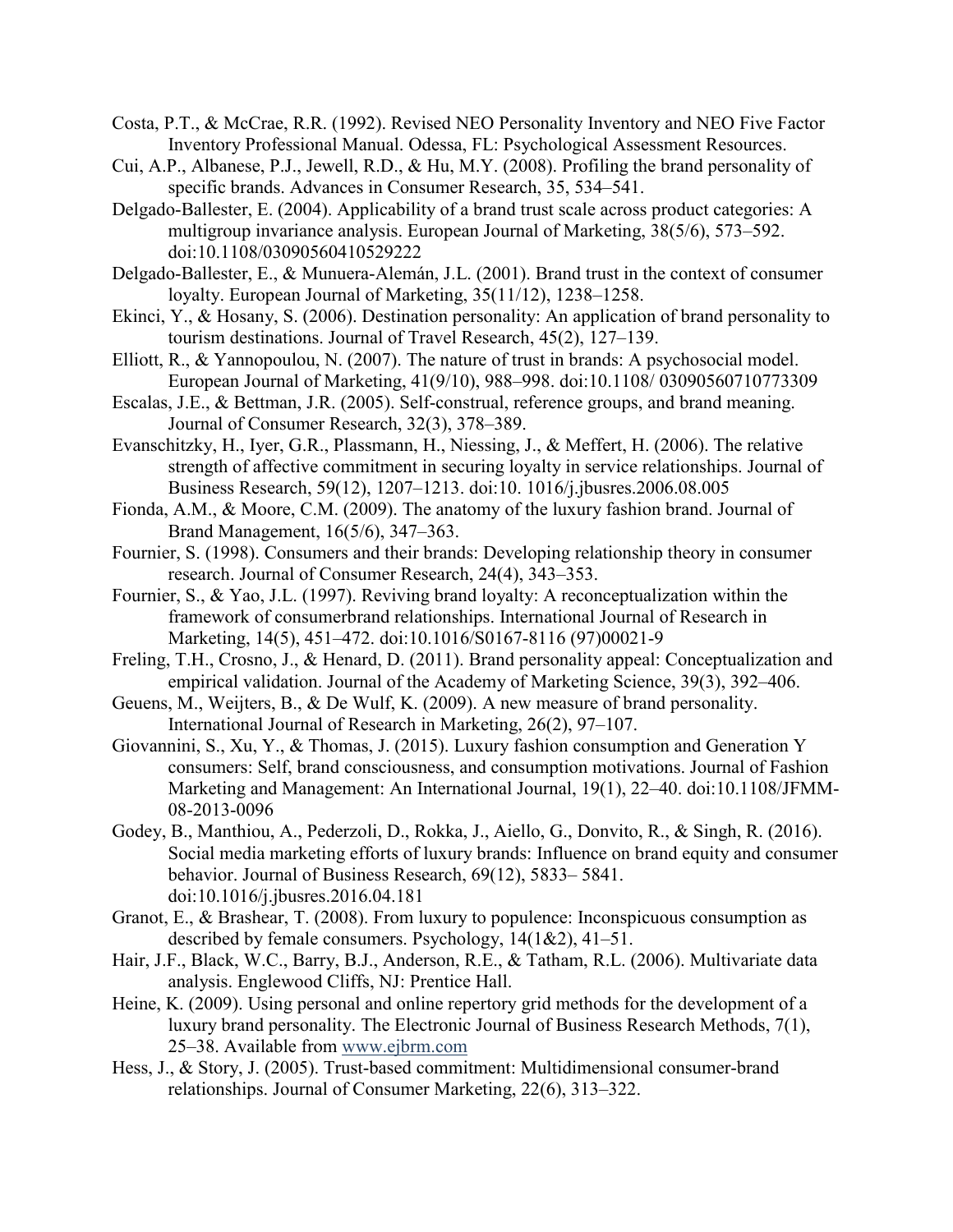Costa, P.T., & McCrae, R.R. (1992). Revised NEO Personality Inventory and NEO Five Factor Inventory Professional Manual. Odessa, FL: Psychological Assessment Resources.

Cui, A.P., Albanese, P.J., Jewell, R.D., & Hu, M.Y. (2008). Profiling the brand personality of specific brands. Advances in Consumer Research, 35, 534–541.

Delgado-Ballester, E. (2004). Applicability of a brand trust scale across product categories: A multigroup invariance analysis. European Journal of Marketing, 38(5/6), 573–592. doi:10.1108/03090560410529222

Delgado-Ballester, E., & Munuera-Alemán, J.L. (2001). Brand trust in the context of consumer loyalty. European Journal of Marketing, 35(11/12), 1238–1258.

Ekinci, Y., & Hosany, S. (2006). Destination personality: An application of brand personality to tourism destinations. Journal of Travel Research, 45(2), 127–139.

Elliott, R., & Yannopoulou, N. (2007). The nature of trust in brands: A psychosocial model. European Journal of Marketing, 41(9/10), 988–998. doi:10.1108/ 03090560710773309

Escalas, J.E., & Bettman, J.R. (2005). Self-construal, reference groups, and brand meaning. Journal of Consumer Research, 32(3), 378–389.

Evanschitzky, H., Iyer, G.R., Plassmann, H., Niessing, J., & Meffert, H. (2006). The relative strength of affective commitment in securing loyalty in service relationships. Journal of Business Research, 59(12), 1207–1213. doi:10. 1016/j.jbusres.2006.08.005

Fionda, A.M., & Moore, C.M. (2009). The anatomy of the luxury fashion brand. Journal of Brand Management, 16(5/6), 347–363.

Fournier, S. (1998). Consumers and their brands: Developing relationship theory in consumer research. Journal of Consumer Research, 24(4), 343–353.

Fournier, S., & Yao, J.L. (1997). Reviving brand loyalty: A reconceptualization within the framework of consumerbrand relationships. International Journal of Research in Marketing, 14(5), 451–472. doi:10.1016/S0167-8116 (97)00021-9

Freling, T.H., Crosno, J., & Henard, D. (2011). Brand personality appeal: Conceptualization and empirical validation. Journal of the Academy of Marketing Science, 39(3), 392–406.

Geuens, M., Weijters, B., & De Wulf, K. (2009). A new measure of brand personality. International Journal of Research in Marketing, 26(2), 97–107.

Giovannini, S., Xu, Y., & Thomas, J. (2015). Luxury fashion consumption and Generation Y consumers: Self, brand consciousness, and consumption motivations. Journal of Fashion Marketing and Management: An International Journal, 19(1), 22–40. doi:10.1108/JFMM-08-2013-0096

Godey, B., Manthiou, A., Pederzoli, D., Rokka, J., Aiello, G., Donvito, R., & Singh, R. (2016). Social media marketing efforts of luxury brands: Influence on brand equity and consumer behavior. Journal of Business Research, 69(12), 5833– 5841. doi:10.1016/j.jbusres.2016.04.181

Granot, E., & Brashear, T. (2008). From luxury to populence: Inconspicuous consumption as described by female consumers. Psychology, 14(1&2), 41–51.

Hair, J.F., Black, W.C., Barry, B.J., Anderson, R.E., & Tatham, R.L. (2006). Multivariate data analysis. Englewood Cliffs, NJ: Prentice Hall.

Heine, K. (2009). Using personal and online repertory grid methods for the development of a luxury brand personality. The Electronic Journal of Business Research Methods, 7(1), 25–38. Available from www.ejbrm.com

Hess, J., & Story, J. (2005). Trust-based commitment: Multidimensional consumer-brand relationships. Journal of Consumer Marketing, 22(6), 313–322.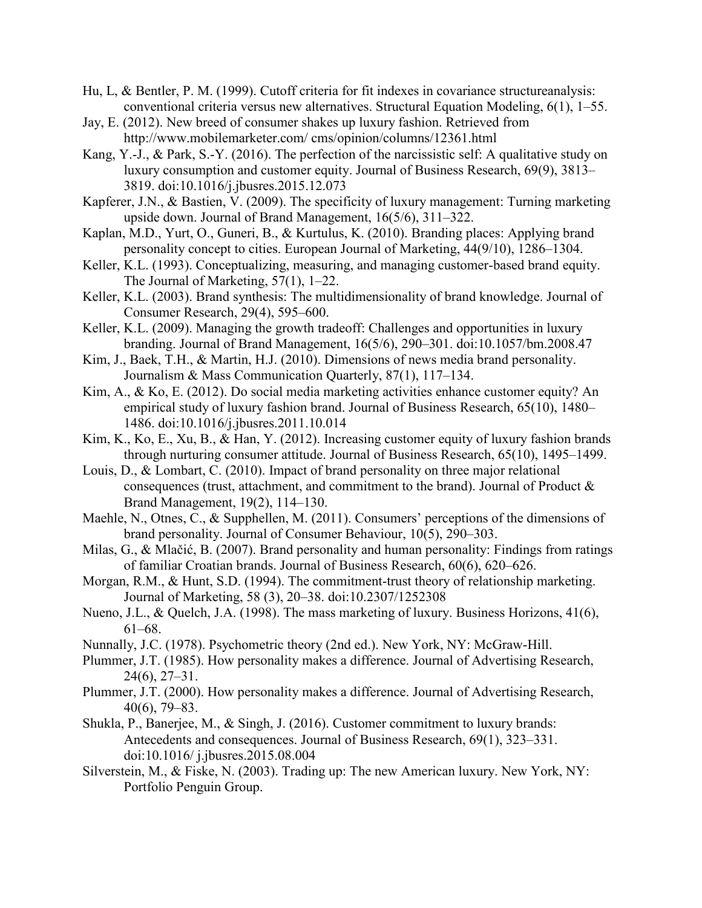Hu, L, & Bentler, P. M. (1999). Cutoff criteria for fit indexes in covariance structureanalysis: conventional criteria versus new alternatives. Structural Equation Modeling, 6(1), 1–55.

Jay, E. (2012). New breed of consumer shakes up luxury fashion. Retrieved from http://www.mobilemarketer.com/ cms/opinion/columns/12361.html

Kang, Y.-J., & Park, S.-Y. (2016). The perfection of the narcissistic self: A qualitative study on luxury consumption and customer equity. Journal of Business Research, 69(9), 3813–3819. doi:10.1016/j.jbusres.2015.12.073

Kapferer, J.N., & Bastien, V. (2009). The specificity of luxury management: Turning marketing upside down. Journal of Brand Management, 16(5/6), 311–322.

Kaplan, M.D., Yurt, O., Guneri, B., & Kurtulus, K. (2010). Branding places: Applying brand personality concept to cities. European Journal of Marketing, 44(9/10), 1286–1304.

Keller, K.L. (1993). Conceptualizing, measuring, and managing customer-based brand equity. The Journal of Marketing, 57(1), 1–22.

Keller, K.L. (2003). Brand synthesis: The multidimensionality of brand knowledge. Journal of Consumer Research, 29(4), 595–600.

Keller, K.L. (2009). Managing the growth tradeoff: Challenges and opportunities in luxury branding. Journal of Brand Management, 16(5/6), 290–301. doi:10.1057/bm.2008.47

Kim, J., Baek, T.H., & Martin, H.J. (2010). Dimensions of news media brand personality. Journalism & Mass Communication Quarterly, 87(1), 117–134.

Kim, A., & Ko, E. (2012). Do social media marketing activities enhance customer equity? An empirical study of luxury fashion brand. Journal of Business Research, 65(10), 1480–1486. doi:10.1016/j.jbusres.2011.10.014

Kim, K., Ko, E., Xu, B., & Han, Y. (2012). Increasing customer equity of luxury fashion brands through nurturing consumer attitude. Journal of Business Research, 65(10), 1495–1499.

Louis, D., & Lombart, C. (2010). Impact of brand personality on three major relational consequences (trust, attachment, and commitment to the brand). Journal of Product & Brand Management, 19(2), 114–130.

Maehle, N., Otnes, C., & Supphellen, M. (2011). Consumers' perceptions of the dimensions of brand personality. Journal of Consumer Behaviour, 10(5), 290–303.

Milas, G., & Mlačić, B. (2007). Brand personality and human personality: Findings from ratings of familiar Croatian brands. Journal of Business Research, 60(6), 620–626.

Morgan, R.M., & Hunt, S.D. (1994). The commitment-trust theory of relationship marketing. Journal of Marketing, 58 (3), 20–38. doi:10.2307/1252308

Nueno, J.L., & Quelch, J.A. (1998). The mass marketing of luxury. Business Horizons, 41(6), 61–68.

Nunnally, J.C. (1978). Psychometric theory (2nd ed.). New York, NY: McGraw-Hill.

Plummer, J.T. (1985). How personality makes a difference. Journal of Advertising Research, 24(6), 27–31.

Plummer, J.T. (2000). How personality makes a difference. Journal of Advertising Research, 40(6), 79–83.

Shukla, P., Banerjee, M., & Singh, J. (2016). Customer commitment to luxury brands: Antecedents and consequences. Journal of Business Research, 69(1), 323–331. doi:10.1016/ j.jbusres.2015.08.004

Silverstein, M., & Fiske, N. (2003). Trading up: The new American luxury. New York, NY: Portfolio Penguin Group.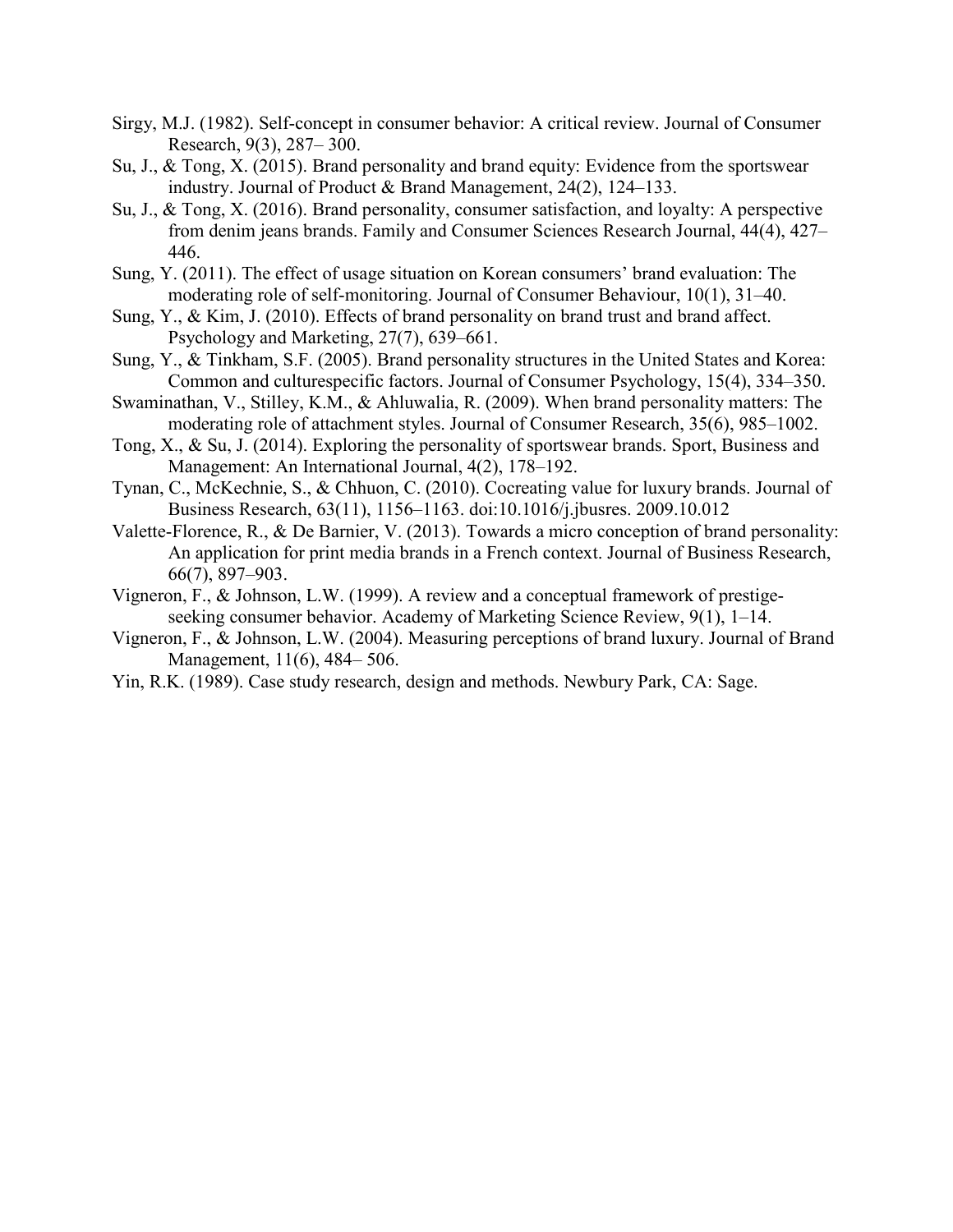Sirgy, M.J. (1982). Self-concept in consumer behavior: A critical review. Journal of Consumer Research, 9(3), 287– 300.

Su, J., & Tong, X. (2015). Brand personality and brand equity: Evidence from the sportswear industry. Journal of Product & Brand Management, 24(2), 124–133.

Su, J., & Tong, X. (2016). Brand personality, consumer satisfaction, and loyalty: A perspective from denim jeans brands. Family and Consumer Sciences Research Journal, 44(4), 427–446.

Sung, Y. (2011). The effect of usage situation on Korean consumers' brand evaluation: The moderating role of self-monitoring. Journal of Consumer Behaviour, 10(1), 31–40.

Sung, Y., & Kim, J. (2010). Effects of brand personality on brand trust and brand affect. Psychology and Marketing, 27(7), 639–661.

Sung, Y., & Tinkham, S.F. (2005). Brand personality structures in the United States and Korea: Common and culturespecific factors. Journal of Consumer Psychology, 15(4), 334–350.

Swaminathan, V., Stilley, K.M., & Ahluwalia, R. (2009). When brand personality matters: The moderating role of attachment styles. Journal of Consumer Research, 35(6), 985–1002.

Tong, X., & Su, J. (2014). Exploring the personality of sportswear brands. Sport, Business and Management: An International Journal, 4(2), 178–192.

Tynan, C., McKechnie, S., & Chhuon, C. (2010). Cocreating value for luxury brands. Journal of Business Research, 63(11), 1156–1163. doi:10.1016/j.jbusres. 2009.10.012

Valette-Florence, R., & De Barnier, V. (2013). Towards a micro conception of brand personality: An application for print media brands in a French context. Journal of Business Research, 66(7), 897–903.

Vigneron, F., & Johnson, L.W. (1999). A review and a conceptual framework of prestige-seeking consumer behavior. Academy of Marketing Science Review, 9(1), 1–14.

Vigneron, F., & Johnson, L.W. (2004). Measuring perceptions of brand luxury. Journal of Brand Management, 11(6), 484– 506.

Yin, R.K. (1989). Case study research, design and methods. Newbury Park, CA: Sage.